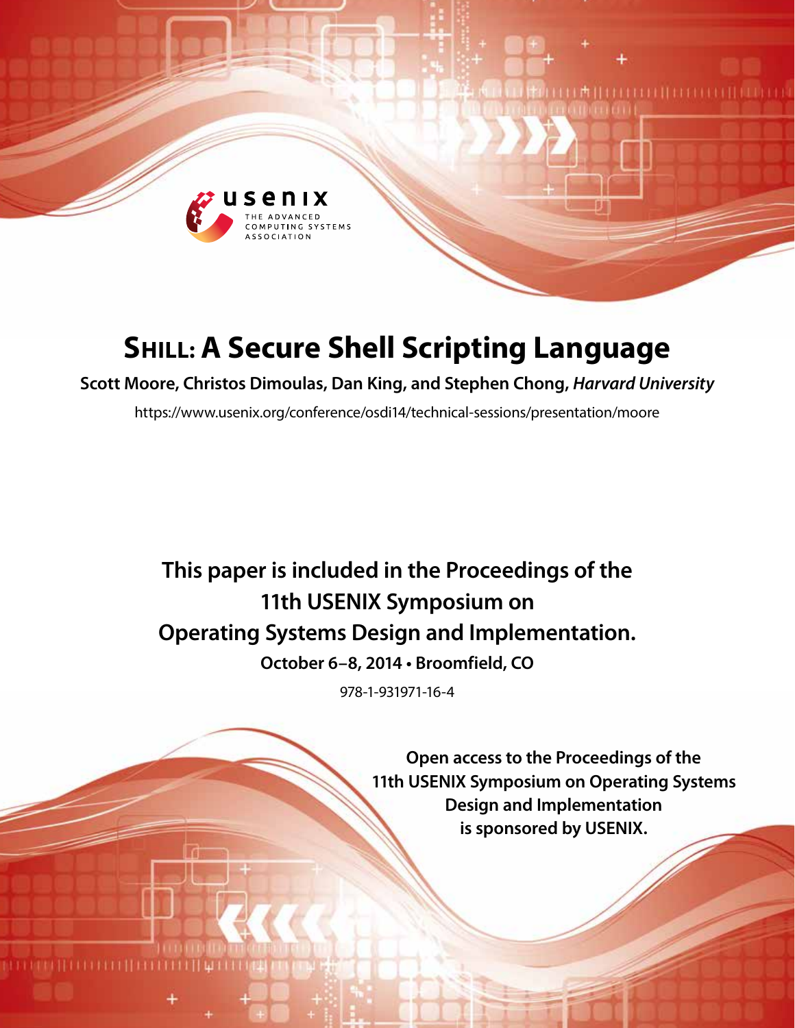# SHILL: A Secure Shell Scripting Language

**Scott Moore, Christos Dimoulas, Dan King, and Stephen Chong,** ***Harvard University***

https://www.usenix.org/conference/osdi14/technical-sessions/presentation/moore

**This paper is included in the Proceedings of the 11th USENIX Symposium on Operating Systems Design and Implementation.**

**October 6–8, 2014 • Broomfield, CO**

978-1-931971-16-4

**Open access to the Proceedings of the 11th USENIX Symposium on Operating Systems Design and Implementation is sponsored by USENIX.**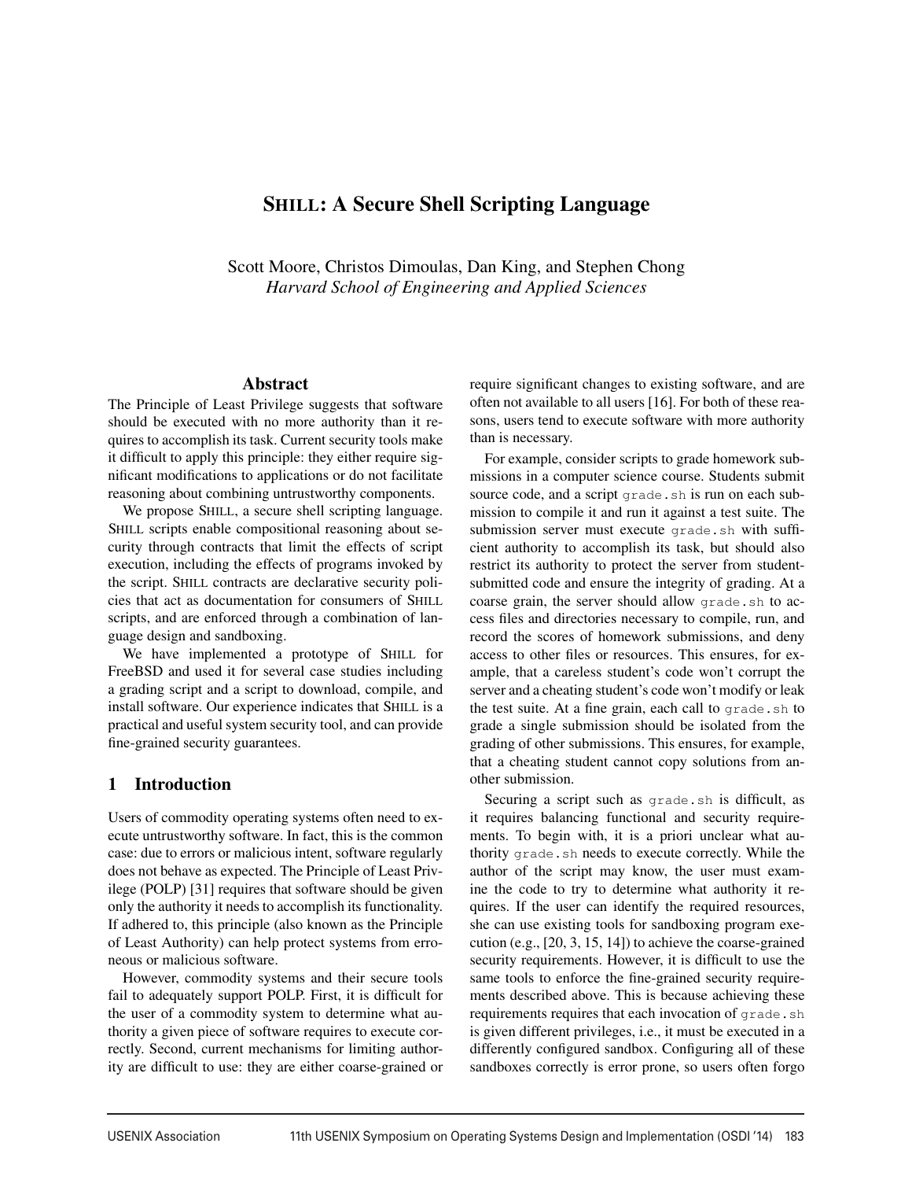# SHILL: A Secure Shell Scripting Language

Scott Moore, Christos Dimoulas, Dan King, and Stephen Chong
*Harvard School of Engineering and Applied Sciences*

## Abstract

The Principle of Least Privilege suggests that software should be executed with no more authority than it requires to accomplish its task. Current security tools make it difficult to apply this principle: they either require significant modifications to applications or do not facilitate reasoning about combining untrustworthy components.

We propose SHILL, a secure shell scripting language. SHILL scripts enable compositional reasoning about security through contracts that limit the effects of script execution, including the effects of programs invoked by the script. SHILL contracts are declarative security policies that act as documentation for consumers of SHILL scripts, and are enforced through a combination of language design and sandboxing.

We have implemented a prototype of SHILL for FreeBSD and used it for several case studies including a grading script and a script to download, compile, and install software. Our experience indicates that SHILL is a practical and useful system security tool, and can provide fine-grained security guarantees.

## 1 Introduction

Users of commodity operating systems often need to execute untrustworthy software. In fact, this is the common case: due to errors or malicious intent, software regularly does not behave as expected. The Principle of Least Privilege (POLP) [31] requires that software should be given only the authority it needs to accomplish its functionality. If adhered to, this principle (also known as the Principle of Least Authority) can help protect systems from erroneous or malicious software.

However, commodity systems and their secure tools fail to adequately support POLP. First, it is difficult for the user of a commodity system to determine what authority a given piece of software requires to execute correctly. Second, current mechanisms for limiting authority are difficult to use: they are either coarse-grained or require significant changes to existing software, and are often not available to all users [16]. For both of these reasons, users tend to execute software with more authority than is necessary.

For example, consider scripts to grade homework submissions in a computer science course. Students submit source code, and a script `grade.sh` is run on each submission to compile it and run it against a test suite. The submission server must execute `grade.sh` with sufficient authority to accomplish its task, but should also restrict its authority to protect the server from student-submitted code and ensure the integrity of grading. At a coarse grain, the server should allow `grade.sh` to access files and directories necessary to compile, run, and record the scores of homework submissions, and deny access to other files or resources. This ensures, for example, that a careless student's code won't corrupt the server and a cheating student's code won't modify or leak the test suite. At a fine grain, each call to `grade.sh` to grade a single submission should be isolated from the grading of other submissions. This ensures, for example, that a cheating student cannot copy solutions from another submission.

Securing a script such as `grade.sh` is difficult, as it requires balancing functional and security requirements. To begin with, it is a priori unclear what authority `grade.sh` needs to execute correctly. While the author of the script may know, the user must examine the code to try to determine what authority it requires. If the user can identify the required resources, she can use existing tools for sandboxing program execution (e.g., [20, 3, 15, 14]) to achieve the coarse-grained security requirements. However, it is difficult to use the same tools to enforce the fine-grained security requirements described above. This is because achieving these requirements requires that each invocation of `grade.sh` is given different privileges, i.e., it must be executed in a differently configured sandbox. Configuring all of these sandboxes correctly is error prone, so users often forgo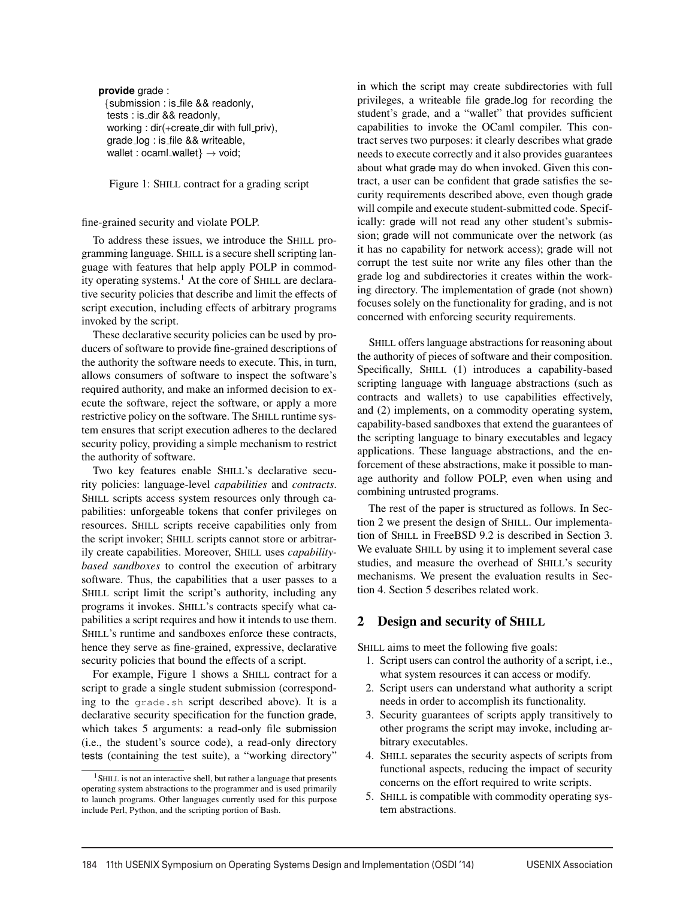```
provide grade :
  {submission : is_file && readonly,
   tests : is_dir && readonly,
   working : dir(+create_dir with full_priv),
   grade_log : is_file && writeable,
   wallet : ocaml_wallet} → void;
```

Figure 1: SHILL contract for a grading script

fine-grained security and violate POLP.

To address these issues, we introduce the SHILL programming language. SHILL is a secure shell scripting language with features that help apply POLP in commodity operating systems.[1] At the core of SHILL are declarative security policies that describe and limit the effects of script execution, including effects of arbitrary programs invoked by the script.

These declarative security policies can be used by producers of software to provide fine-grained descriptions of the authority the software needs to execute. This, in turn, allows consumers of software to inspect the software's required authority, and make an informed decision to execute the software, reject the software, or apply a more restrictive policy on the software. The SHILL runtime system ensures that script execution adheres to the declared security policy, providing a simple mechanism to restrict the authority of software.

Two key features enable SHILL's declarative security policies: language-level *capabilities* and *contracts*. SHILL scripts access system resources only through capabilities: unforgeable tokens that confer privileges on resources. SHILL scripts receive capabilities only from the script invoker; SHILL scripts cannot store or arbitrarily create capabilities. Moreover, SHILL uses *capability-based sandboxes* to control the execution of arbitrary software. Thus, the capabilities that a user passes to a SHILL script limit the script's authority, including any programs it invokes. SHILL's contracts specify what capabilities a script requires and how it intends to use them. SHILL's runtime and sandboxes enforce these contracts, hence they serve as fine-grained, expressive, declarative security policies that bound the effects of a script.

For example, Figure 1 shows a SHILL contract for a script to grade a single student submission (corresponding to the `grade.sh` script described above). It is a declarative security specification for the function grade, which takes 5 arguments: a read-only file submission (i.e., the student's source code), a read-only directory tests (containing the test suite), a "working directory" in which the script may create subdirectories with full privileges, a writeable file grade_log for recording the student's grade, and a "wallet" that provides sufficient capabilities to invoke the OCaml compiler. This contract serves two purposes: it clearly describes what grade needs to execute correctly and it also provides guarantees about what grade may do when invoked. Given this contract, a user can be confident that grade satisfies the security requirements described above, even though grade will compile and execute student-submitted code. Specifically: grade will not read any other student's submission; grade will not communicate over the network (as it has no capability for network access); grade will not corrupt the test suite nor write any files other than the grade log and subdirectories it creates within the working directory. The implementation of grade (not shown) focuses solely on the functionality for grading, and is not concerned with enforcing security requirements.

SHILL offers language abstractions for reasoning about the authority of pieces of software and their composition. Specifically, SHILL (1) introduces a capability-based scripting language with language abstractions (such as contracts and wallets) to use capabilities effectively, and (2) implements, on a commodity operating system, capability-based sandboxes that extend the guarantees of the scripting language to binary executables and legacy applications. These language abstractions, and the enforcement of these abstractions, make it possible to manage authority and follow POLP, even when using and combining untrusted programs.

The rest of the paper is structured as follows. In Section 2 we present the design of SHILL. Our implementation of SHILL in FreeBSD 9.2 is described in Section 3. We evaluate SHILL by using it to implement several case studies, and measure the overhead of SHILL's security mechanisms. We present the evaluation results in Section 4. Section 5 describes related work.

## 2 Design and security of SHILL

SHILL aims to meet the following five goals:

1. Script users can control the authority of a script, i.e., what system resources it can access or modify.
2. Script users can understand what authority a script needs in order to accomplish its functionality.
3. Security guarantees of scripts apply transitively to other programs the script may invoke, including arbitrary executables.
4. SHILL separates the security aspects of scripts from functional aspects, reducing the impact of security concerns on the effort required to write scripts.
5. SHILL is compatible with commodity operating system abstractions.

[1] SHILL is not an interactive shell, but rather a language that presents operating system abstractions to the programmer and is used primarily to launch programs. Other languages currently used for this purpose include Perl, Python, and the scripting portion of Bash.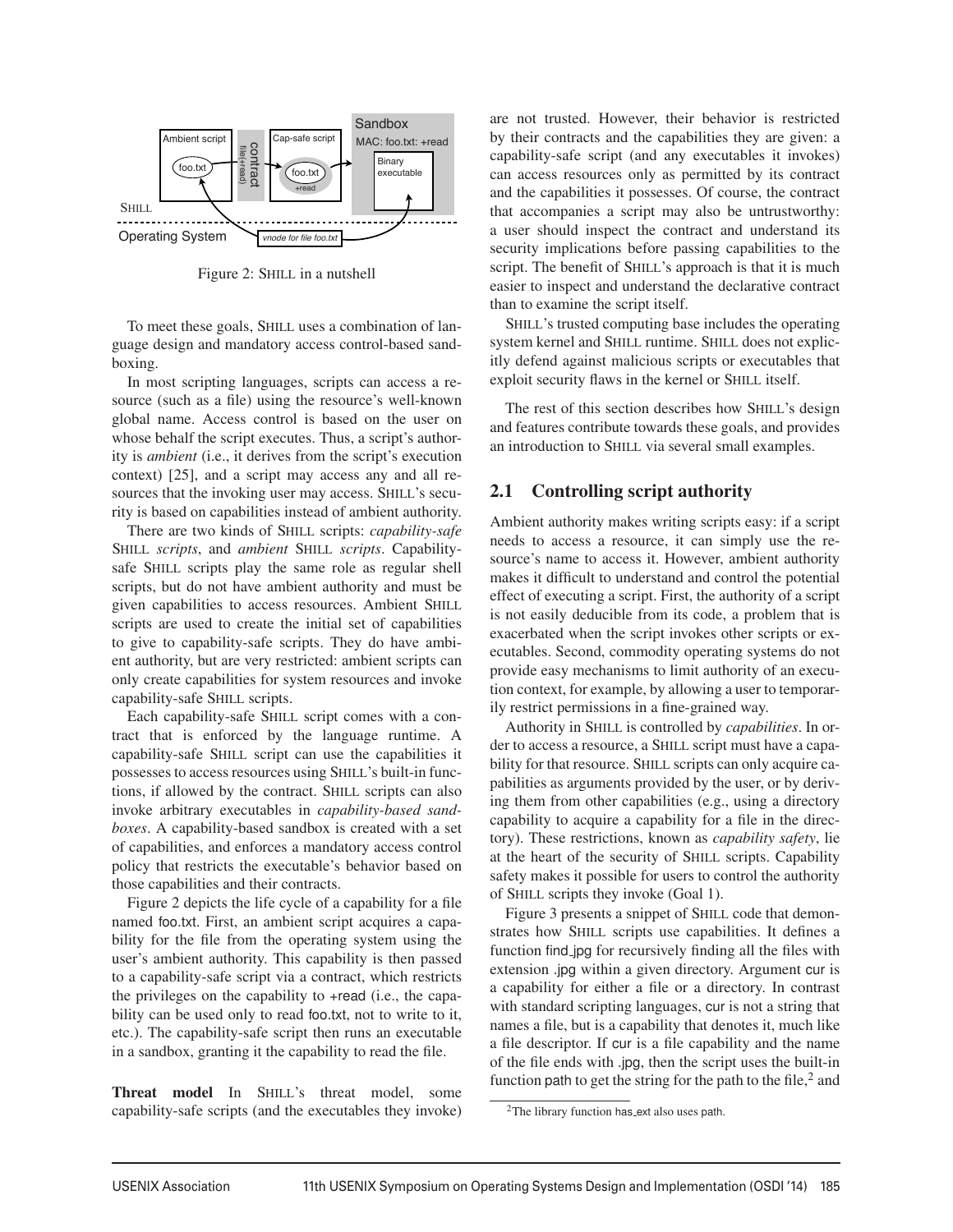Figure 2: SHILL in a nutshell

To meet these goals, SHILL uses a combination of language design and mandatory access control-based sandboxing.

In most scripting languages, scripts can access a resource (such as a file) using the resource's well-known global name. Access control is based on the user on whose behalf the script executes. Thus, a script's authority is *ambient* (i.e., it derives from the script's execution context) [25], and a script may access any and all resources that the invoking user may access. SHILL's security is based on capabilities instead of ambient authority.

There are two kinds of SHILL scripts: *capability-safe* SHILL *scripts*, and *ambient* SHILL *scripts*. Capability-safe SHILL scripts play the same role as regular shell scripts, but do not have ambient authority and must be given capabilities to access resources. Ambient SHILL scripts are used to create the initial set of capabilities to give to capability-safe scripts. They do have ambient authority, but are very restricted: ambient scripts can only create capabilities for system resources and invoke capability-safe SHILL scripts.

Each capability-safe SHILL script comes with a contract that is enforced by the language runtime. A capability-safe SHILL script can use the capabilities it possesses to access resources using SHILL's built-in functions, if allowed by the contract. SHILL scripts can also invoke arbitrary executables in *capability-based sandboxes*. A capability-based sandbox is created with a set of capabilities, and enforces a mandatory access control policy that restricts the executable's behavior based on those capabilities and their contracts.

Figure 2 depicts the life cycle of a capability for a file named foo.txt. First, an ambient script acquires a capability for the file from the operating system using the user's ambient authority. This capability is then passed to a capability-safe script via a contract, which restricts the privileges on the capability to +read (i.e., the capability can be used only to read foo.txt, not to write to it, etc.). The capability-safe script then runs an executable in a sandbox, granting it the capability to read the file.

**Threat model** In SHILL's threat model, some capability-safe scripts (and the executables they invoke) are not trusted. However, their behavior is restricted by their contracts and the capabilities they are given: a capability-safe script (and any executables it invokes) can access resources only as permitted by its contract and the capabilities it possesses. Of course, the contract that accompanies a script may also be untrustworthy: a user should inspect the contract and understand its security implications before passing capabilities to the script. The benefit of SHILL's approach is that it is much easier to inspect and understand the declarative contract than to examine the script itself.

SHILL's trusted computing base includes the operating system kernel and SHILL runtime. SHILL does not explicitly defend against malicious scripts or executables that exploit security flaws in the kernel or SHILL itself.

The rest of this section describes how SHILL's design and features contribute towards these goals, and provides an introduction to SHILL via several small examples.

## 2.1 Controlling script authority

Ambient authority makes writing scripts easy: if a script needs to access a resource, it can simply use the resource's name to access it. However, ambient authority makes it difficult to understand and control the potential effect of executing a script. First, the authority of a script is not easily deducible from its code, a problem that is exacerbated when the script invokes other scripts or executables. Second, commodity operating systems do not provide easy mechanisms to limit authority of an execution context, for example, by allowing a user to temporarily restrict permissions in a fine-grained way.

Authority in SHILL is controlled by *capabilities*. In order to access a resource, a SHILL script must have a capability for that resource. SHILL scripts can only acquire capabilities as arguments provided by the user, or by deriving them from other capabilities (e.g., using a directory capability to acquire a capability for a file in the directory). These restrictions, known as *capability safety*, lie at the heart of the security of SHILL scripts. Capability safety makes it possible for users to control the authority of SHILL scripts they invoke (Goal 1).

Figure 3 presents a snippet of SHILL code that demonstrates how SHILL scripts use capabilities. It defines a function find_jpg for recursively finding all the files with extension .jpg within a given directory. Argument cur is a capability for either a file or a directory. In contrast with standard scripting languages, cur is not a string that names a file, but is a capability that denotes it, much like a file descriptor. If cur is a file capability and the name of the file ends with .jpg, then the script uses the built-in function path to get the string for the path to the file,[2] and

[2] The library function has_ext also uses path.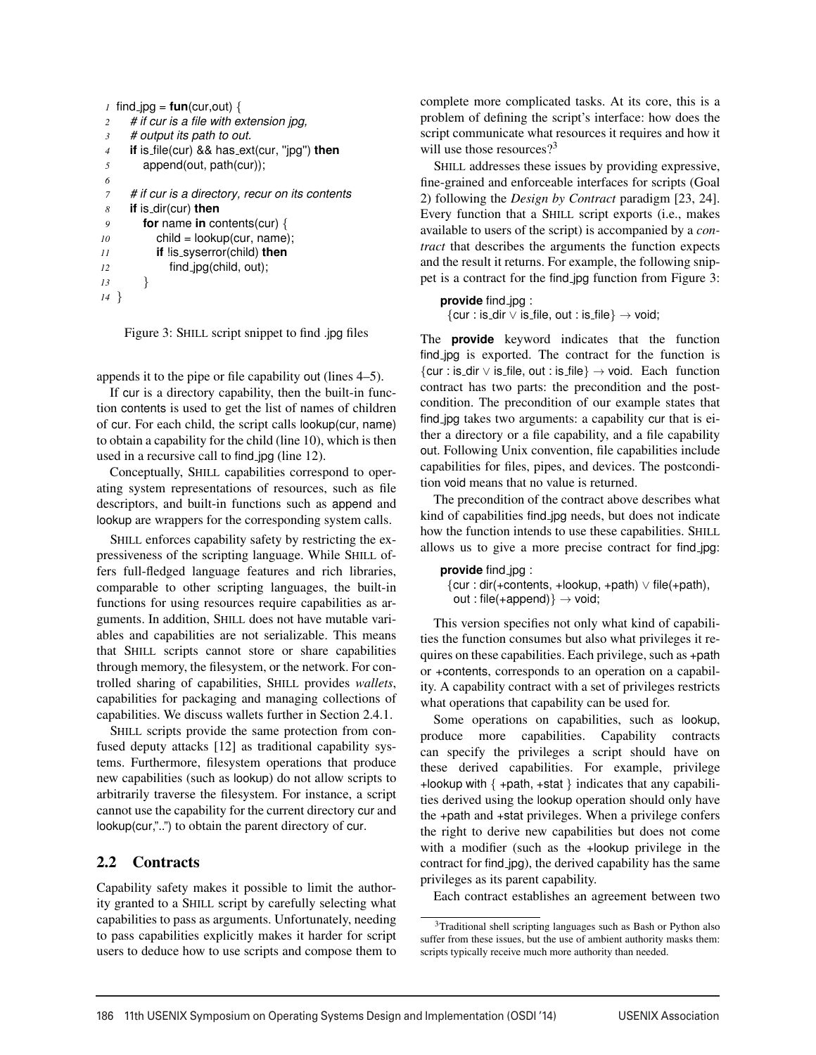```
1  find_jpg = fun(cur,out) {
2    # if cur is a file with extension jpg,
3    # output its path to out.
4    if is_file(cur) && has_ext(cur, "jpg") then
5      append(out, path(cur));
6
7    # if cur is a directory, recur on its contents
8    if is_dir(cur) then
9      for name in contents(cur) {
10       child = lookup(cur, name);
11       if !is_syserror(child) then
12         find_jpg(child, out);
13     }
14 }
```

Figure 3: SHILL script snippet to find .jpg files

appends it to the pipe or file capability out (lines 4–5).

If cur is a directory capability, then the built-in function contents is used to get the list of names of children of cur. For each child, the script calls lookup(cur, name) to obtain a capability for the child (line 10), which is then used in a recursive call to find_jpg (line 12).

Conceptually, SHILL capabilities correspond to operating system representations of resources, such as file descriptors, and built-in functions such as append and lookup are wrappers for the corresponding system calls.

SHILL enforces capability safety by restricting the expressiveness of the scripting language. While SHILL offers full-fledged language features and rich libraries, comparable to other scripting languages, the built-in functions for using resources require capabilities as arguments. In addition, SHILL does not have mutable variables and capabilities are not serializable. This means that SHILL scripts cannot store or share capabilities through memory, the filesystem, or the network. For controlled sharing of capabilities, SHILL provides *wallets*, capabilities for packaging and managing collections of capabilities. We discuss wallets further in Section 2.4.1.

SHILL scripts provide the same protection from confused deputy attacks [12] as traditional capability systems. Furthermore, filesystem operations that produce new capabilities (such as lookup) do not allow scripts to arbitrarily traverse the filesystem. For instance, a script cannot use the capability for the current directory cur and lookup(cur,"..") to obtain the parent directory of cur.

## 2.2 Contracts

Capability safety makes it possible to limit the authority granted to a SHILL script by carefully selecting what capabilities to pass as arguments. Unfortunately, needing to pass capabilities explicitly makes it harder for script users to deduce how to use scripts and compose them to complete more complicated tasks. At its core, this is a problem of defining the script's interface: how does the script communicate what resources it requires and how it will use those resources?[3]

SHILL addresses these issues by providing expressive, fine-grained and enforceable interfaces for scripts (Goal 2) following the *Design by Contract* paradigm [23, 24]. Every function that a SHILL script exports (i.e., makes available to users of the script) is accompanied by a *contract* that describes the arguments the function expects and the result it returns. For example, the following snippet is a contract for the find_jpg function from Figure 3:

```
provide find_jpg :
  {cur : is_dir ∨ is_file, out : is_file} → void;
```

The **provide** keyword indicates that the function find_jpg is exported. The contract for the function is {cur : is_dir ∨ is_file, out : is_file} → void. Each function contract has two parts: the precondition and the postcondition. The precondition of our example states that find_jpg takes two arguments: a capability cur that is either a directory or a file capability, and a file capability out. Following Unix convention, file capabilities include capabilities for files, pipes, and devices. The postcondition void means that no value is returned.

The precondition of the contract above describes what kind of capabilities find_jpg needs, but does not indicate how the function intends to use these capabilities. SHILL allows us to give a more precise contract for find_jpg:

```
provide find_jpg :
  {cur : dir(+contents, +lookup, +path) ∨ file(+path),
   out : file(+append)} → void;
```

This version specifies not only what kind of capabilities the function consumes but also what privileges it requires on these capabilities. Each privilege, such as +path or +contents, corresponds to an operation on a capability. A capability contract with a set of privileges restricts what operations that capability can be used for.

Some operations on capabilities, such as lookup, produce more capabilities. Capability contracts can specify the privileges a script should have on these derived capabilities. For example, privilege +lookup with { +path, +stat } indicates that any capabilities derived using the lookup operation should only have the +path and +stat privileges. When a privilege confers the right to derive new capabilities but does not come with a modifier (such as the +lookup privilege in the contract for find_jpg), the derived capability has the same privileges as its parent capability.

Each contract establishes an agreement between two

[3] Traditional shell scripting languages such as Bash or Python also suffer from these issues, but the use of ambient authority masks them: scripts typically receive much more authority than needed.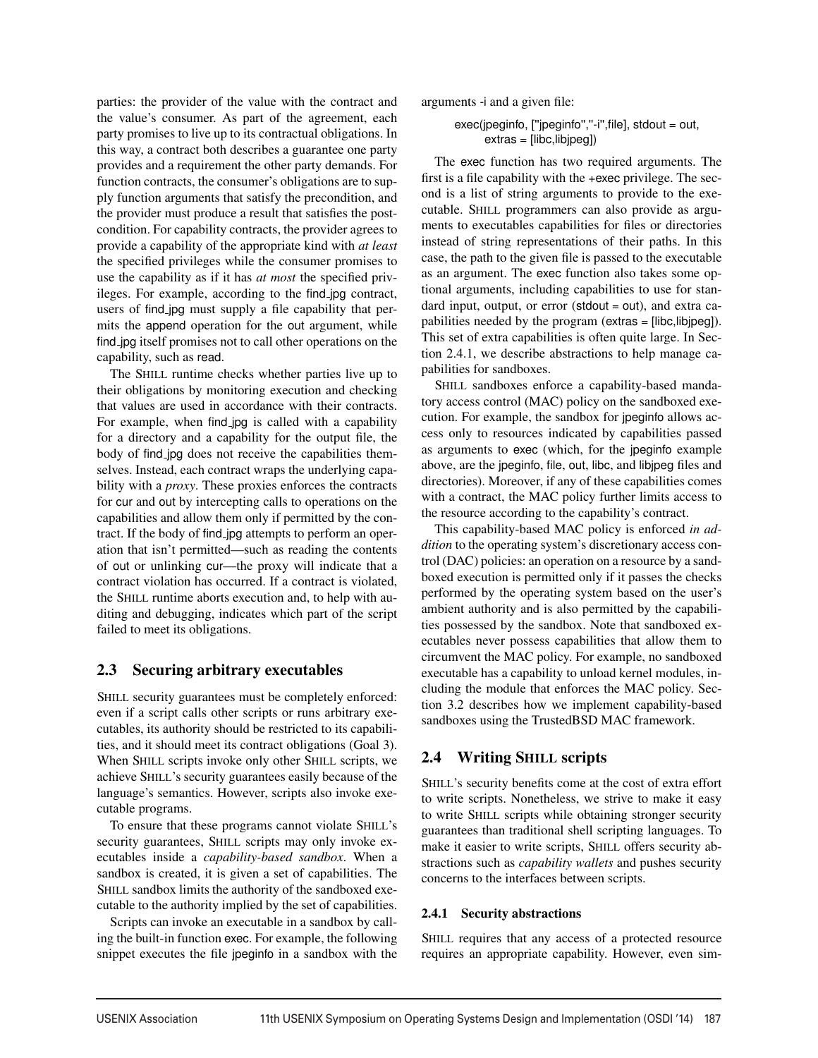parties: the provider of the value with the contract and the value's consumer. As part of the agreement, each party promises to live up to its contractual obligations. In this way, a contract both describes a guarantee one party provides and a requirement the other party demands. For function contracts, the consumer's obligations are to supply function arguments that satisfy the precondition, and the provider must produce a result that satisfies the postcondition. For capability contracts, the provider agrees to provide a capability of the appropriate kind with *at least* the specified privileges while the consumer promises to use the capability as if it has *at most* the specified privileges. For example, according to the find_jpg contract, users of find_jpg must supply a file capability that permits the append operation for the out argument, while find_jpg itself promises not to call other operations on the capability, such as read.

The SHILL runtime checks whether parties live up to their obligations by monitoring execution and checking that values are used in accordance with their contracts. For example, when find_jpg is called with a capability for a directory and a capability for the output file, the body of find_jpg does not receive the capabilities themselves. Instead, each contract wraps the underlying capability with a *proxy*. These proxies enforces the contracts for cur and out by intercepting calls to operations on the capabilities and allow them only if permitted by the contract. If the body of find_jpg attempts to perform an operation that isn't permitted—such as reading the contents of out or unlinking cur—the proxy will indicate that a contract violation has occurred. If a contract is violated, the SHILL runtime aborts execution and, to help with auditing and debugging, indicates which part of the script failed to meet its obligations.

## 2.3 Securing arbitrary executables

SHILL security guarantees must be completely enforced: even if a script calls other scripts or runs arbitrary executables, its authority should be restricted to its capabilities, and it should meet its contract obligations (Goal 3). When SHILL scripts invoke only other SHILL scripts, we achieve SHILL's security guarantees easily because of the language's semantics. However, scripts also invoke executable programs.

To ensure that these programs cannot violate SHILL's security guarantees, SHILL scripts may only invoke executables inside a *capability-based sandbox*. When a sandbox is created, it is given a set of capabilities. The SHILL sandbox limits the authority of the sandboxed executable to the authority implied by the set of capabilities.

Scripts can invoke an executable in a sandbox by calling the built-in function exec. For example, the following snippet executes the file jpeginfo in a sandbox with the arguments -i and a given file:

```
exec(jpeginfo, ["jpeginfo","-i",file], stdout = out,
     extras = [libc,libjpeg])
```

The exec function has two required arguments. The first is a file capability with the +exec privilege. The second is a list of string arguments to provide to the executable. SHILL programmers can also provide as arguments to executables capabilities for files or directories instead of string representations of their paths. In this case, the path to the given file is passed to the executable as an argument. The exec function also takes some optional arguments, including capabilities to use for standard input, output, or error (stdout = out), and extra capabilities needed by the program (extras = [libc,libjpeg]). This set of extra capabilities is often quite large. In Section 2.4.1, we describe abstractions to help manage capabilities for sandboxes.

SHILL sandboxes enforce a capability-based mandatory access control (MAC) policy on the sandboxed execution. For example, the sandbox for jpeginfo allows access only to resources indicated by capabilities passed as arguments to exec (which, for the jpeginfo example above, are the jpeginfo, file, out, libc, and libjpeg files and directories). Moreover, if any of these capabilities comes with a contract, the MAC policy further limits access to the resource according to the capability's contract.

This capability-based MAC policy is enforced *in addition* to the operating system's discretionary access control (DAC) policies: an operation on a resource by a sandboxed execution is permitted only if it passes the checks performed by the operating system based on the user's ambient authority and is also permitted by the capabilities possessed by the sandbox. Note that sandboxed executables never possess capabilities that allow them to circumvent the MAC policy. For example, no sandboxed executable has a capability to unload kernel modules, including the module that enforces the MAC policy. Section 3.2 describes how we implement capability-based sandboxes using the TrustedBSD MAC framework.

## 2.4 Writing SHILL scripts

SHILL's security benefits come at the cost of extra effort to write scripts. Nonetheless, we strive to make it easy to write SHILL scripts while obtaining stronger security guarantees than traditional shell scripting languages. To make it easier to write scripts, SHILL offers security abstractions such as *capability wallets* and pushes security concerns to the interfaces between scripts.

### 2.4.1 Security abstractions

SHILL requires that any access of a protected resource requires an appropriate capability. However, even sim-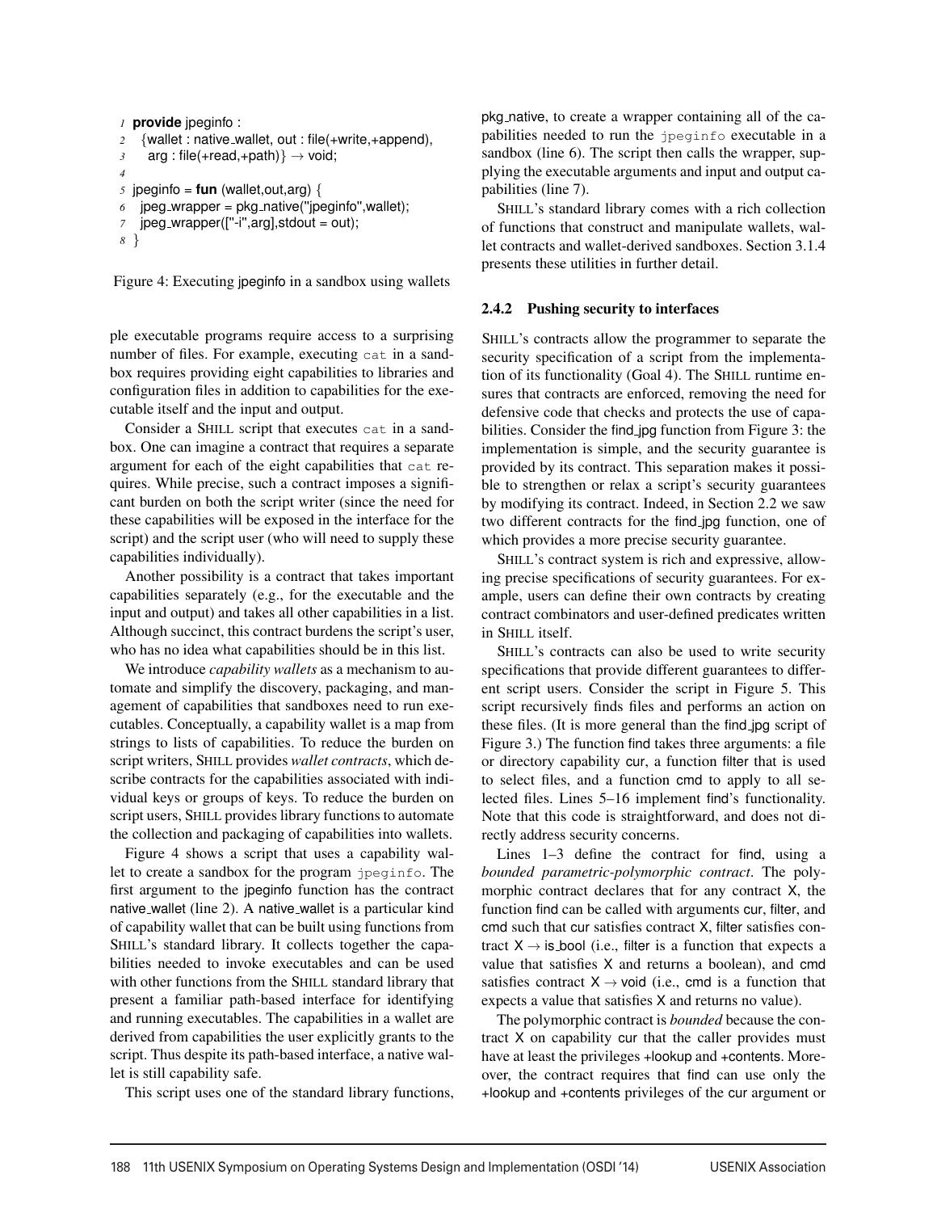```
1 provide jpeginfo :
2   {wallet : native_wallet, out : file(+write,+append),
3    arg : file(+read,+path)} → void;
4
5 jpeginfo = fun (wallet,out,arg) {
6   jpeg_wrapper = pkg_native("jpeginfo",wallet);
7   jpeg_wrapper(["-i",arg],stdout = out);
8 }
```

Figure 4: Executing jpeginfo in a sandbox using wallets

ple executable programs require access to a surprising number of files. For example, executing `cat` in a sandbox requires providing eight capabilities to libraries and configuration files in addition to capabilities for the executable itself and the input and output.

Consider a SHILL script that executes `cat` in a sandbox. One can imagine a contract that requires a separate argument for each of the eight capabilities that `cat` requires. While precise, such a contract imposes a significant burden on both the script writer (since the need for these capabilities will be exposed in the interface for the script) and the script user (who will need to supply these capabilities individually).

Another possibility is a contract that takes important capabilities separately (e.g., for the executable and the input and output) and takes all other capabilities in a list. Although succinct, this contract burdens the script's user, who has no idea what capabilities should be in this list.

We introduce *capability wallets* as a mechanism to automate and simplify the discovery, packaging, and management of capabilities that sandboxes need to run executables. Conceptually, a capability wallet is a map from strings to lists of capabilities. To reduce the burden on script writers, SHILL provides *wallet contracts*, which describe contracts for the capabilities associated with individual keys or groups of keys. To reduce the burden on script users, SHILL provides library functions to automate the collection and packaging of capabilities into wallets.

Figure 4 shows a script that uses a capability wallet to create a sandbox for the program `jpeginfo`. The first argument to the jpeginfo function has the contract native_wallet (line 2). A native_wallet is a particular kind of capability wallet that can be built using functions from SHILL's standard library. It collects together the capabilities needed to invoke executables and can be used with other functions from the SHILL standard library that present a familiar path-based interface for identifying and running executables. The capabilities in a wallet are derived from capabilities the user explicitly grants to the script. Thus despite its path-based interface, a native wallet is still capability safe.

This script uses one of the standard library functions, pkg_native, to create a wrapper containing all of the capabilities needed to run the `jpeginfo` executable in a sandbox (line 6). The script then calls the wrapper, supplying the executable arguments and input and output capabilities (line 7).

SHILL's standard library comes with a rich collection of functions that construct and manipulate wallets, wallet contracts and wallet-derived sandboxes. Section 3.1.4 presents these utilities in further detail.

### 2.4.2 Pushing security to interfaces

SHILL's contracts allow the programmer to separate the security specification of a script from the implementation of its functionality (Goal 4). The SHILL runtime ensures that contracts are enforced, removing the need for defensive code that checks and protects the use of capabilities. Consider the find_jpg function from Figure 3: the implementation is simple, and the security guarantee is provided by its contract. This separation makes it possible to strengthen or relax a script's security guarantees by modifying its contract. Indeed, in Section 2.2 we saw two different contracts for the find_jpg function, one of which provides a more precise security guarantee.

SHILL's contract system is rich and expressive, allowing precise specifications of security guarantees. For example, users can define their own contracts by creating contract combinators and user-defined predicates written in SHILL itself.

SHILL's contracts can also be used to write security specifications that provide different guarantees to different script users. Consider the script in Figure 5. This script recursively finds files and performs an action on these files. (It is more general than the find_jpg script of Figure 3.) The function find takes three arguments: a file or directory capability cur, a function filter that is used to select files, and a function cmd to apply to all selected files. Lines 5–16 implement find's functionality. Note that this code is straightforward, and does not directly address security concerns.

Lines 1–3 define the contract for find, using a *bounded parametric-polymorphic contract*. The polymorphic contract declares that for any contract X, the function find can be called with arguments cur, filter, and cmd such that cur satisfies contract X, filter satisfies contract X → is_bool (i.e., filter is a function that expects a value that satisfies X and returns a boolean), and cmd satisfies contract X → void (i.e., cmd is a function that expects a value that satisfies X and returns no value).

The polymorphic contract is *bounded* because the contract X on capability cur that the caller provides must have at least the privileges +lookup and +contents. Moreover, the contract requires that find can use only the +lookup and +contents privileges of the cur argument or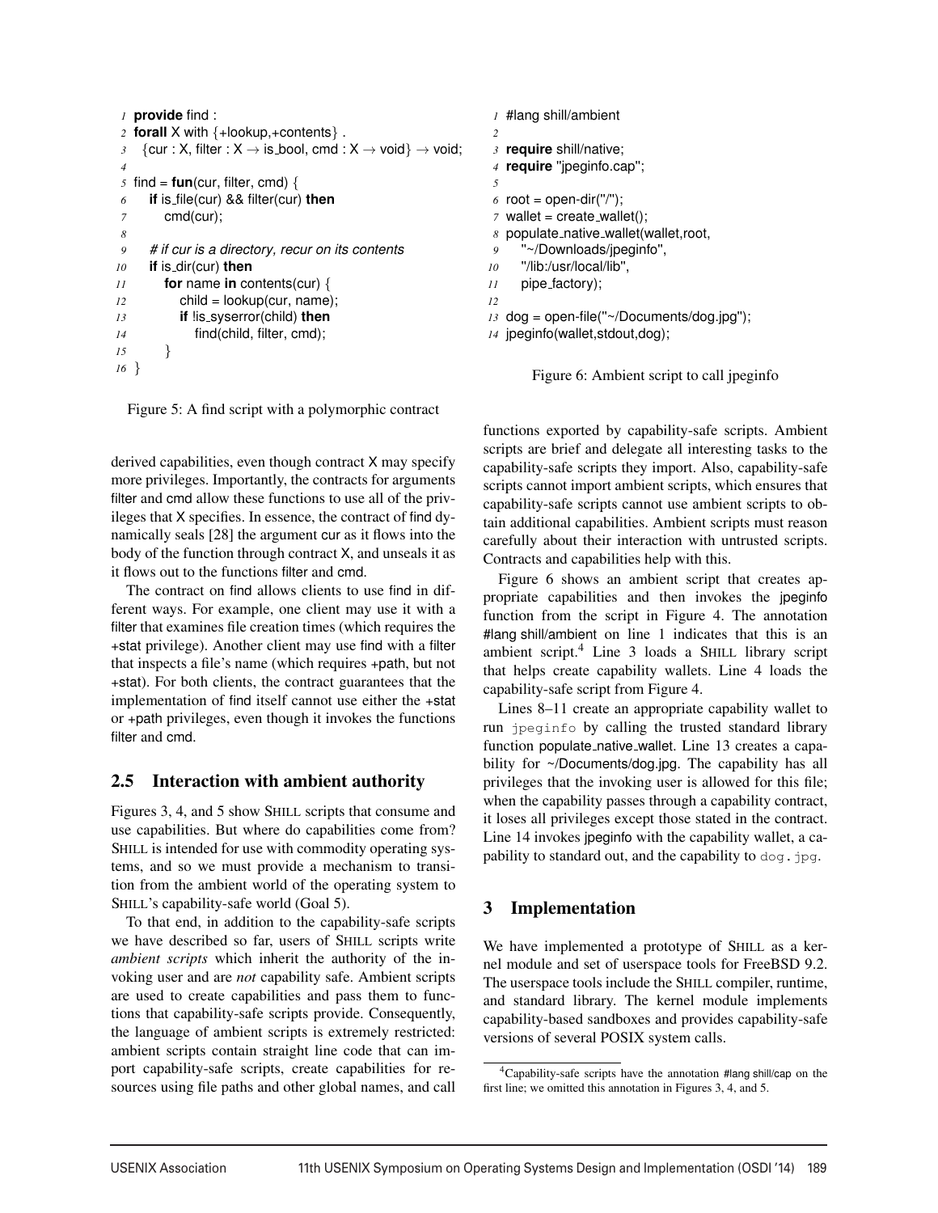```
1  provide find :
2  forall X with {+lookup,+contents} .
3    {cur : X, filter : X → is_bool, cmd : X → void} → void;
4
5  find = fun(cur, filter, cmd) {
6    if is_file(cur) && filter(cur) then
7      cmd(cur);
8
9    # if cur is a directory, recur on its contents
10   if is_dir(cur) then
11     for name in contents(cur) {
12       child = lookup(cur, name);
13       if !is_syserror(child) then
14         find(child, filter, cmd);
15     }
16 }
```

Figure 5: A find script with a polymorphic contract

derived capabilities, even though contract X may specify more privileges. Importantly, the contracts for arguments filter and cmd allow these functions to use all of the privileges that X specifies. In essence, the contract of find dynamically seals [28] the argument cur as it flows into the body of the function through contract X, and unseals it as it flows out to the functions filter and cmd.

The contract on find allows clients to use find in different ways. For example, one client may use it with a filter that examines file creation times (which requires the +stat privilege). Another client may use find with a filter that inspects a file's name (which requires +path, but not +stat). For both clients, the contract guarantees that the implementation of find itself cannot use either the +stat or +path privileges, even though it invokes the functions filter and cmd.

## 2.5 Interaction with ambient authority

Figures 3, 4, and 5 show SHILL scripts that consume and use capabilities. But where do capabilities come from? SHILL is intended for use with commodity operating systems, and so we must provide a mechanism to transition from the ambient world of the operating system to SHILL's capability-safe world (Goal 5).

To that end, in addition to the capability-safe scripts we have described so far, users of SHILL scripts write *ambient scripts* which inherit the authority of the invoking user and are *not* capability safe. Ambient scripts are used to create capabilities and pass them to functions that capability-safe scripts provide. Consequently, the language of ambient scripts is extremely restricted: ambient scripts contain straight line code that can import capability-safe scripts, create capabilities for resources using file paths and other global names, and call functions exported by capability-safe scripts. Ambient scripts are brief and delegate all interesting tasks to the capability-safe scripts they import. Also, capability-safe scripts cannot import ambient scripts, which ensures that capability-safe scripts cannot use ambient scripts to obtain additional capabilities. Ambient scripts must reason carefully about their interaction with untrusted scripts. Contracts and capabilities help with this.

```
1  #lang shill/ambient
2
3  require shill/native;
4  require "jpeginfo.cap";
5
6  root = open-dir("/");
7  wallet = create_wallet();
8  populate_native_wallet(wallet,root,
9    "~/Downloads/jpeginfo",
10   "/lib:/usr/local/lib",
11   pipe_factory);
12
13 dog = open-file("~/Documents/dog.jpg");
14 jpeginfo(wallet,stdout,dog);
```

Figure 6: Ambient script to call jpeginfo

Figure 6 shows an ambient script that creates appropriate capabilities and then invokes the jpeginfo function from the script in Figure 4. The annotation #lang shill/ambient on line 1 indicates that this is an ambient script.[4] Line 3 loads a SHILL library script that helps create capability wallets. Line 4 loads the capability-safe script from Figure 4.

Lines 8–11 create an appropriate capability wallet to run `jpeginfo` by calling the trusted standard library function populate_native_wallet. Line 13 creates a capability for ~/Documents/dog.jpg. The capability has all privileges that the invoking user is allowed for this file; when the capability passes through a capability contract, it loses all privileges except those stated in the contract. Line 14 invokes jpeginfo with the capability wallet, a capability to standard out, and the capability to `dog.jpg`.

# 3 Implementation

We have implemented a prototype of SHILL as a kernel module and set of userspace tools for FreeBSD 9.2. The userspace tools include the SHILL compiler, runtime, and standard library. The kernel module implements capability-based sandboxes and provides capability-safe versions of several POSIX system calls.

[4] Capability-safe scripts have the annotation #lang shill/cap on the first line; we omitted this annotation in Figures 3, 4, and 5.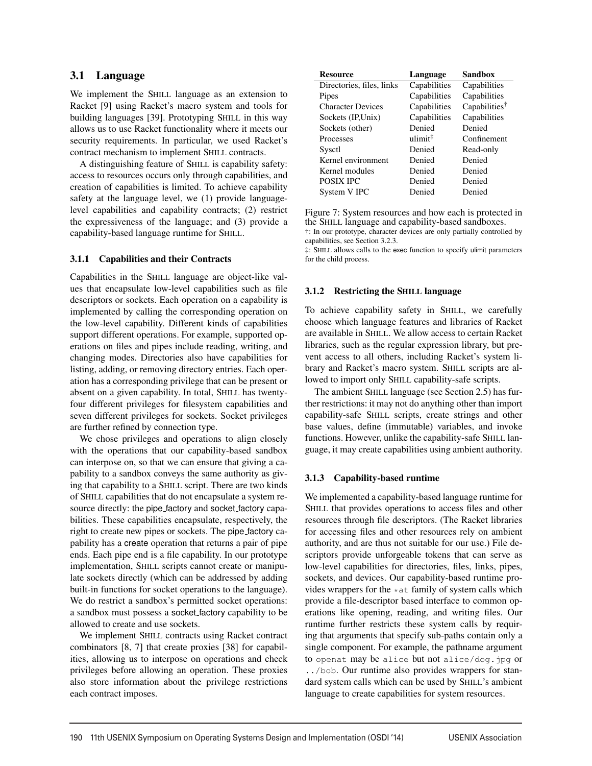## 3.1 Language

We implement the SHILL language as an extension to Racket [9] using Racket's macro system and tools for building languages [39]. Prototyping SHILL in this way allows us to use Racket functionality where it meets our security requirements. In particular, we used Racket's contract mechanism to implement SHILL contracts.

A distinguishing feature of SHILL is capability safety: access to resources occurs only through capabilities, and creation of capabilities is limited. To achieve capability safety at the language level, we (1) provide language-level capabilities and capability contracts; (2) restrict the expressiveness of the language; and (3) provide a capability-based language runtime for SHILL.

### 3.1.1 Capabilities and their Contracts

Capabilities in the SHILL language are object-like values that encapsulate low-level capabilities such as file descriptors or sockets. Each operation on a capability is implemented by calling the corresponding operation on the low-level capability. Different kinds of capabilities support different operations. For example, supported operations on files and pipes include reading, writing, and changing modes. Directories also have capabilities for listing, adding, or removing directory entries. Each operation has a corresponding privilege that can be present or absent on a given capability. In total, SHILL has twenty-four different privileges for filesystem capabilities and seven different privileges for sockets. Socket privileges are further refined by connection type.

We chose privileges and operations to align closely with the operations that our capability-based sandbox can interpose on, so that we can ensure that giving a capability to a sandbox conveys the same authority as giving that capability to a SHILL script. There are two kinds of SHILL capabilities that do not encapsulate a system resource directly: the pipe_factory and socket_factory capabilities. These capabilities encapsulate, respectively, the right to create new pipes or sockets. The pipe_factory capability has a create operation that returns a pair of pipe ends. Each pipe end is a file capability. In our prototype implementation, SHILL scripts cannot create or manipulate sockets directly (which can be addressed by adding built-in functions for socket operations to the language). We do restrict a sandbox's permitted socket operations: a sandbox must possess a socket_factory capability to be allowed to create and use sockets.

We implement SHILL contracts using Racket contract combinators [8, 7] that create proxies [38] for capabilities, allowing us to interpose on operations and check privileges before allowing an operation. These proxies also store information about the privilege restrictions each contract imposes.

| Resource | Language | Sandbox |
|---|---|---|
| Directories, files, links | Capabilities | Capabilities |
| Pipes | Capabilities | Capabilities |
| Character Devices | Capabilities | Capabilities† |
| Sockets (IP,Unix) | Capabilities | Capabilities |
| Sockets (other) | Denied | Denied |
| Processes | ulimit‡ | Confinement |
| Sysctl | Denied | Read-only |
| Kernel environment | Denied | Denied |
| Kernel modules | Denied | Denied |
| POSIX IPC | Denied | Denied |
| System V IPC | Denied | Denied |

Figure 7: System resources and how each is protected in the SHILL language and capability-based sandboxes.
†: In our prototype, character devices are only partially controlled by capabilities, see Section 3.2.3.
‡: SHILL allows calls to the exec function to specify ulimit parameters for the child process.

### 3.1.2 Restricting the SHILL language

To achieve capability safety in SHILL, we carefully choose which language features and libraries of Racket are available in SHILL. We allow access to certain Racket libraries, such as the regular expression library, but prevent access to all others, including Racket's system library and Racket's macro system. SHILL scripts are allowed to import only SHILL capability-safe scripts.

The ambient SHILL language (see Section 2.5) has further restrictions: it may not do anything other than import capability-safe SHILL scripts, create strings and other base values, define (immutable) variables, and invoke functions. However, unlike the capability-safe SHILL language, it may create capabilities using ambient authority.

### 3.1.3 Capability-based runtime

We implemented a capability-based language runtime for SHILL that provides operations to access files and other resources through file descriptors. (The Racket libraries for accessing files and other resources rely on ambient authority, and are thus not suitable for our use.) File descriptors provide unforgeable tokens that can serve as low-level capabilities for directories, files, links, pipes, sockets, and devices. Our capability-based runtime provides wrappers for the `*at` family of system calls which provide a file-descriptor based interface to common operations like opening, reading, and writing files. Our runtime further restricts these system calls by requiring that arguments that specify sub-paths contain only a single component. For example, the pathname argument to `openat` may be `alice` but not `alice/dog.jpg` or `../bob`. Our runtime also provides wrappers for standard system calls which can be used by SHILL's ambient language to create capabilities for system resources.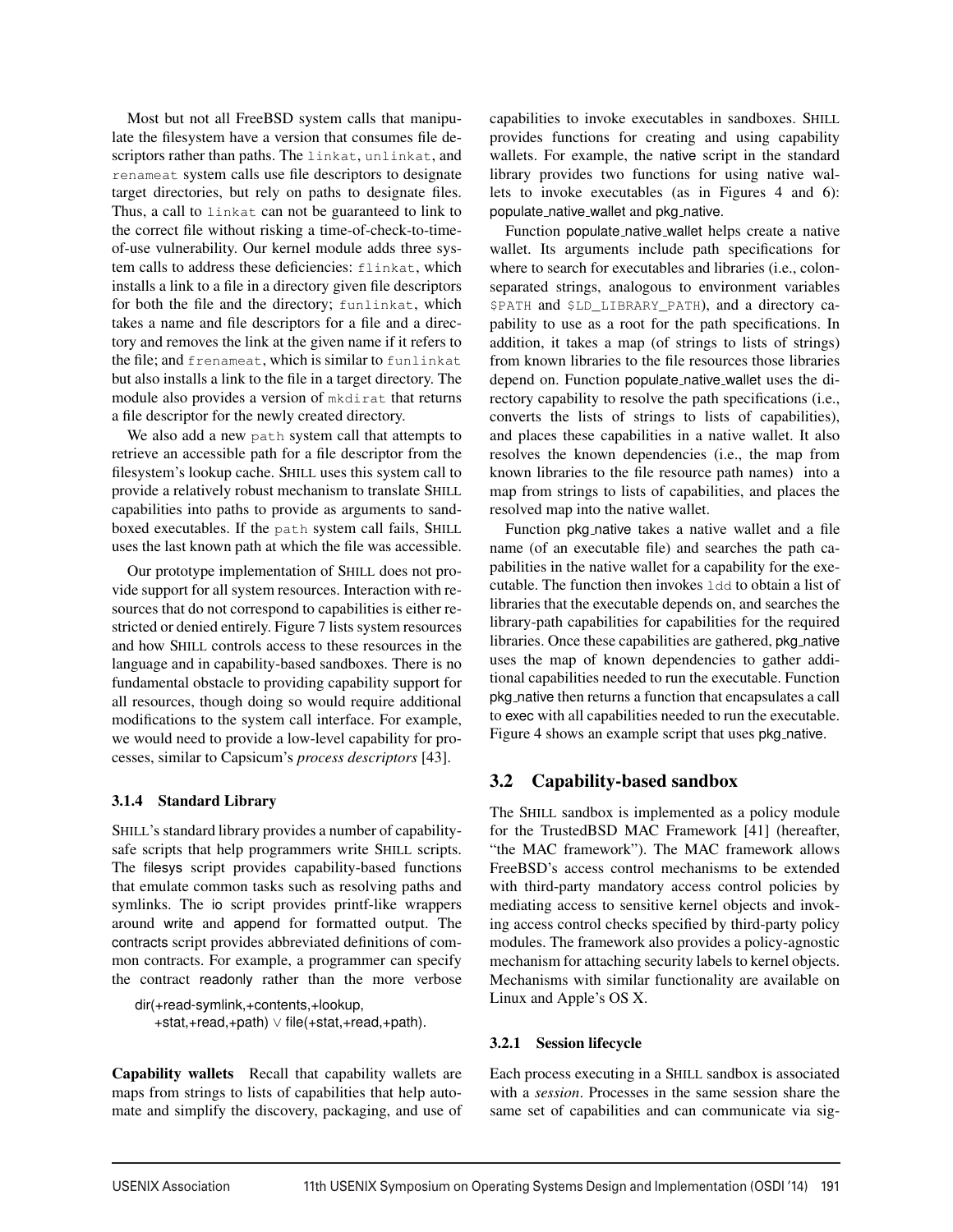Most but not all FreeBSD system calls that manipulate the filesystem have a version that consumes file descriptors rather than paths. The `linkat`, `unlinkat`, and `renameat` system calls use file descriptors to designate target directories, but rely on paths to designate files. Thus, a call to `linkat` can not be guaranteed to link to the correct file without risking a time-of-check-to-time-of-use vulnerability. Our kernel module adds three system calls to address these deficiencies: `flinkat`, which installs a link to a file in a directory given file descriptors for both the file and the directory; `funlinkat`, which takes a name and file descriptors for a file and a directory and removes the link at the given name if it refers to the file; and `frenameat`, which is similar to `funlinkat` but also installs a link to the file in a target directory. The module also provides a version of `mkdirat` that returns a file descriptor for the newly created directory.

We also add a new `path` system call that attempts to retrieve an accessible path for a file descriptor from the filesystem's lookup cache. SHILL uses this system call to provide a relatively robust mechanism to translate SHILL capabilities into paths to provide as arguments to sandboxed executables. If the `path` system call fails, SHILL uses the last known path at which the file was accessible.

Our prototype implementation of SHILL does not provide support for all system resources. Interaction with resources that do not correspond to capabilities is either restricted or denied entirely. Figure 7 lists system resources and how SHILL controls access to these resources in the language and in capability-based sandboxes. There is no fundamental obstacle to providing capability support for all resources, though doing so would require additional modifications to the system call interface. For example, we would need to provide a low-level capability for processes, similar to Capsicum's *process descriptors* [43].

#### 3.1.4 Standard Library

SHILL's standard library provides a number of capability-safe scripts that help programmers write SHILL scripts. The filesys script provides capability-based functions that emulate common tasks such as resolving paths and symlinks. The io script provides printf-like wrappers around write and append for formatted output. The contracts script provides abbreviated definitions of common contracts. For example, a programmer can specify the contract readonly rather than the more verbose

```
dir(+read-symlink,+contents,+lookup,
    +stat,+read,+path) ∨ file(+stat,+read,+path).
```

**Capability wallets** Recall that capability wallets are maps from strings to lists of capabilities that help automate and simplify the discovery, packaging, and use of capabilities to invoke executables in sandboxes. SHILL provides functions for creating and using capability wallets. For example, the native script in the standard library provides two functions for using native wallets to invoke executables (as in Figures 4 and 6): populate_native_wallet and pkg_native.

Function populate_native_wallet helps create a native wallet. Its arguments include path specifications for where to search for executables and libraries (i.e., colon-separated strings, analogous to environment variables `$PATH` and `$LD_LIBRARY_PATH`), and a directory capability to use as a root for the path specifications. In addition, it takes a map (of strings to lists of strings) from known libraries to the file resources those libraries depend on. Function populate_native_wallet uses the directory capability to resolve the path specifications (i.e., converts the lists of strings to lists of capabilities), and places these capabilities in a native wallet. It also resolves the known dependencies (i.e., the map from known libraries to the file resource path names) into a map from strings to lists of capabilities, and places the resolved map into the native wallet.

Function pkg_native takes a native wallet and a file name (of an executable file) and searches the path capabilities in the native wallet for a capability for the executable. The function then invokes `ldd` to obtain a list of libraries that the executable depends on, and searches the library-path capabilities for capabilities for the required libraries. Once these capabilities are gathered, pkg_native uses the map of known dependencies to gather additional capabilities needed to run the executable. Function pkg_native then returns a function that encapsulates a call to exec with all capabilities needed to run the executable. Figure 4 shows an example script that uses pkg_native.

### 3.2 Capability-based sandbox

The SHILL sandbox is implemented as a policy module for the TrustedBSD MAC Framework [41] (hereafter, "the MAC framework"). The MAC framework allows FreeBSD's access control mechanisms to be extended with third-party mandatory access control policies by mediating access to sensitive kernel objects and invoking access control checks specified by third-party policy modules. The framework also provides a policy-agnostic mechanism for attaching security labels to kernel objects. Mechanisms with similar functionality are available on Linux and Apple's OS X.

#### 3.2.1 Session lifecycle

Each process executing in a SHILL sandbox is associated with a *session*. Processes in the same session share the same set of capabilities and can communicate via sig-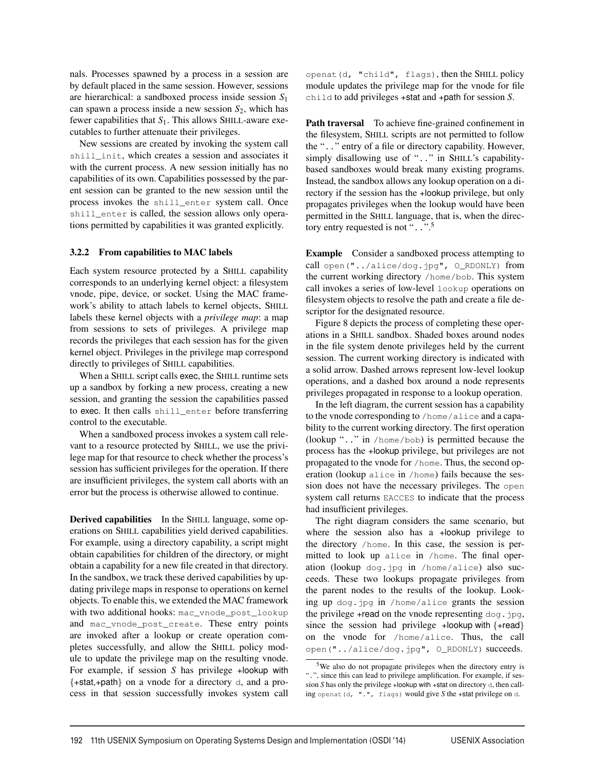nals. Processes spawned by a process in a session are by default placed in the same session. However, sessions are hierarchical: a sandboxed process inside session $S_1$ can spawn a process inside a new session $S_2$, which has fewer capabilities that $S_1$. This allows SHILL-aware executables to further attenuate their privileges.

New sessions are created by invoking the system call `shill_init`, which creates a session and associates it with the current process. A new session initially has no capabilities of its own. Capabilities possessed by the parent session can be granted to the new session until the process invokes the `shill_enter` system call. Once `shill_enter` is called, the session allows only operations permitted by capabilities it was granted explicitly.

#### 3.2.2 From capabilities to MAC labels

Each system resource protected by a SHILL capability corresponds to an underlying kernel object: a filesystem vnode, pipe, device, or socket. Using the MAC framework's ability to attach labels to kernel objects, SHILL labels these kernel objects with a *privilege map*: a map from sessions to sets of privileges. A privilege map records the privileges that each session has for the given kernel object. Privileges in the privilege map correspond directly to privileges of SHILL capabilities.

When a SHILL script calls exec, the SHILL runtime sets up a sandbox by forking a new process, creating a new session, and granting the session the capabilities passed to exec. It then calls `shill_enter` before transferring control to the executable.

When a sandboxed process invokes a system call relevant to a resource protected by SHILL, we use the privilege map for that resource to check whether the process's session has sufficient privileges for the operation. If there are insufficient privileges, the system call aborts with an error but the process is otherwise allowed to continue.

**Derived capabilities** In the SHILL language, some operations on SHILL capabilities yield derived capabilities. For example, using a directory capability, a script might obtain capabilities for children of the directory, or might obtain a capability for a new file created in that directory. In the sandbox, we track these derived capabilities by updating privilege maps in response to operations on kernel objects. To enable this, we extended the MAC framework with two additional hooks: `mac_vnode_post_lookup` and `mac_vnode_post_create`. These entry points are invoked after a lookup or create operation completes successfully, and allow the SHILL policy module to update the privilege map on the resulting vnode. For example, if session $S$ has privilege +lookup with {+stat,+path} on a vnode for a directory `d`, and a process in that session successfully invokes system call `openat(d, "child", flags)`, then the SHILL policy module updates the privilege map for the vnode for file `child` to add privileges +stat and +path for session $S$.

**Path traversal** To achieve fine-grained confinement in the filesystem, SHILL scripts are not permitted to follow the "`..`" entry of a file or directory capability. However, simply disallowing use of "`..`" in SHILL's capability-based sandboxes would break many existing programs. Instead, the sandbox allows any lookup operation on a directory if the session has the +lookup privilege, but only propagates privileges when the lookup would have been permitted in the SHILL language, that is, when the directory entry requested is not "`..`".[5]

**Example** Consider a sandboxed process attempting to call `open("../alice/dog.jpg", O_RDONLY)` from the current working directory `/home/bob`. This system call invokes a series of low-level `lookup` operations on filesystem objects to resolve the path and create a file descriptor for the designated resource.

Figure 8 depicts the process of completing these operations in a SHILL sandbox. Shaded boxes around nodes in the file system denote privileges held by the current session. The current working directory is indicated with a solid arrow. Dashed arrows represent low-level lookup operations, and a dashed box around a node represents privileges propagated in response to a lookup operation.

In the left diagram, the current session has a capability to the vnode corresponding to `/home/alice` and a capability to the current working directory. The first operation (lookup "`..`" in `/home/bob`) is permitted because the process has the +lookup privilege, but privileges are not propagated to the vnode for `/home`. Thus, the second operation (lookup `alice` in `/home`) fails because the session does not have the necessary privileges. The `open` system call returns `EACCES` to indicate that the process had insufficient privileges.

The right diagram considers the same scenario, but where the session also has a +lookup privilege to the directory `/home`. In this case, the session is permitted to look up `alice` in `/home`. The final operation (lookup `dog.jpg` in `/home/alice`) also succeeds. These two lookups propagate privileges from the parent nodes to the results of the lookup. Looking up `dog.jpg` in `/home/alice` grants the session the privilege +read on the vnode representing `dog.jpg`, since the session had privilege +lookup with {+read} on the vnode for `/home/alice`. Thus, the call `open("../alice/dog.jpg", O_RDONLY)` succeeds.

---

[5] We also do not propagate privileges when the directory entry is "`.`", since this can lead to privilege amplification. For example, if session $S$ has only the privilege +lookup with +stat on directory `d`, then calling `openat(d, ".", flags)` would give $S$ the +stat privilege on `d`.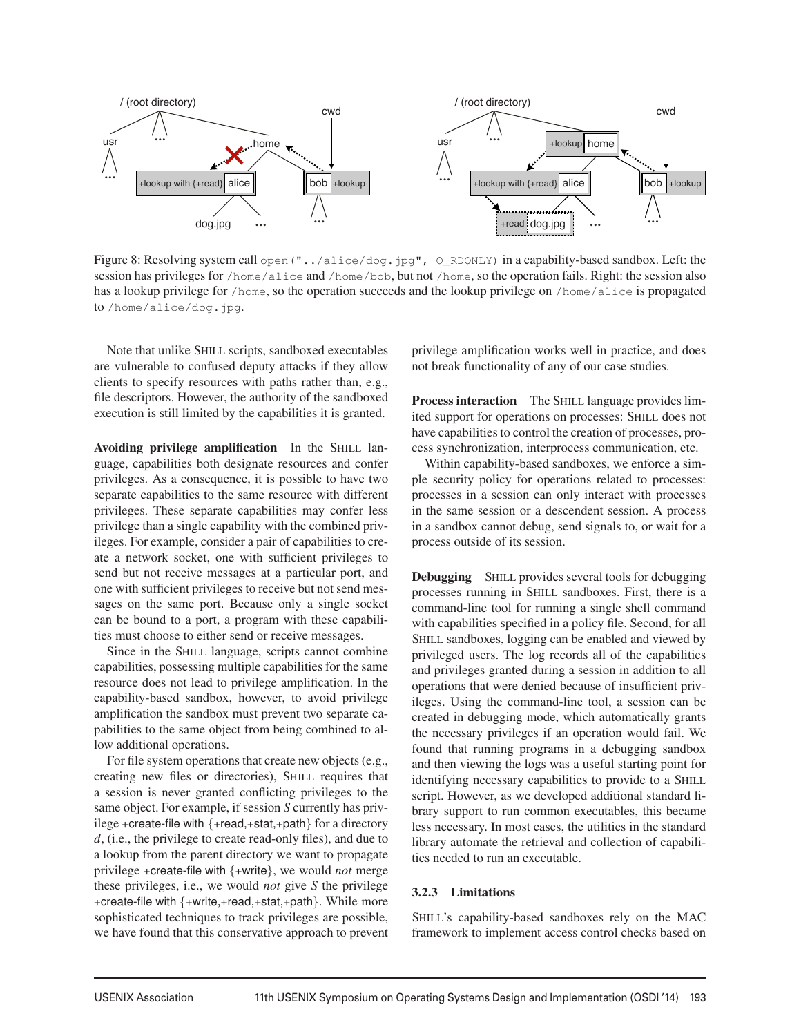Figure 8: Resolving system call `open("../alice/dog.jpg", O_RDONLY)` in a capability-based sandbox. Left: the session has privileges for `/home/alice` and `/home/bob`, but not `/home`, so the operation fails. Right: the session also has a lookup privilege for `/home`, so the operation succeeds and the lookup privilege on `/home/alice` is propagated to `/home/alice/dog.jpg`.

Note that unlike SHILL scripts, sandboxed executables are vulnerable to confused deputy attacks if they allow clients to specify resources with paths rather than, e.g., file descriptors. However, the authority of the sandboxed execution is still limited by the capabilities it is granted.

**Avoiding privilege amplification** In the SHILL language, capabilities both designate resources and confer privileges. As a consequence, it is possible to have two separate capabilities to the same resource with different privileges. These separate capabilities may confer less privilege than a single capability with the combined privileges. For example, consider a pair of capabilities to create a network socket, one with sufficient privileges to send but not receive messages at a particular port, and one with sufficient privileges to receive but not send messages on the same port. Because only a single socket can be bound to a port, a program with these capabilities must choose to either send or receive messages.

Since in the SHILL language, scripts cannot combine capabilities, possessing multiple capabilities for the same resource does not lead to privilege amplification. In the capability-based sandbox, however, to avoid privilege amplification the sandbox must prevent two separate capabilities to the same object from being combined to allow additional operations.

For file system operations that create new objects (e.g., creating new files or directories), SHILL requires that a session is never granted conflicting privileges to the same object. For example, if session *S* currently has privilege +create-file with {+read,+stat,+path} for a directory *d*, (i.e., the privilege to create read-only files), and due to a lookup from the parent directory we want to propagate privilege +create-file with {+write}, we would *not* merge these privileges, i.e., we would *not* give *S* the privilege +create-file with {+write,+read,+stat,+path}. While more sophisticated techniques to track privileges are possible, we have found that this conservative approach to prevent privilege amplification works well in practice, and does not break functionality of any of our case studies.

**Process interaction** The SHILL language provides limited support for operations on processes: SHILL does not have capabilities to control the creation of processes, process synchronization, interprocess communication, etc.

Within capability-based sandboxes, we enforce a simple security policy for operations related to processes: processes in a session can only interact with processes in the same session or a descendent session. A process in a sandbox cannot debug, send signals to, or wait for a process outside of its session.

**Debugging** SHILL provides several tools for debugging processes running in SHILL sandboxes. First, there is a command-line tool for running a single shell command with capabilities specified in a policy file. Second, for all SHILL sandboxes, logging can be enabled and viewed by privileged users. The log records all of the capabilities and privileges granted during a session in addition to all operations that were denied because of insufficient privileges. Using the command-line tool, a session can be created in debugging mode, which automatically grants the necessary privileges if an operation would fail. We found that running programs in a debugging sandbox and then viewing the logs was a useful starting point for identifying necessary capabilities to provide to a SHILL script. However, as we developed additional standard library support to run common executables, this became less necessary. In most cases, the utilities in the standard library automate the retrieval and collection of capabilities needed to run an executable.

### 3.2.3 Limitations

SHILL's capability-based sandboxes rely on the MAC framework to implement access control checks based on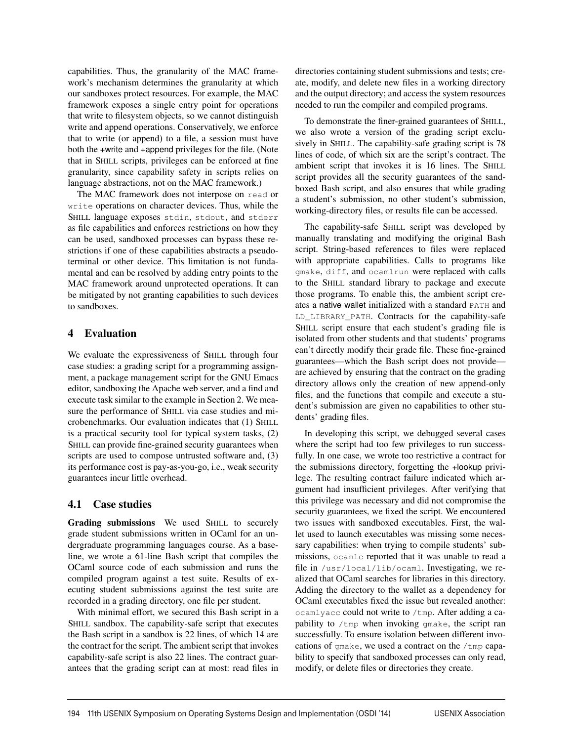capabilities. Thus, the granularity of the MAC framework's mechanism determines the granularity at which our sandboxes protect resources. For example, the MAC framework exposes a single entry point for operations that write to filesystem objects, so we cannot distinguish write and append operations. Conservatively, we enforce that to write (or append) to a file, a session must have both the +write and +append privileges for the file. (Note that in SHILL scripts, privileges can be enforced at fine granularity, since capability safety in scripts relies on language abstractions, not on the MAC framework.)

The MAC framework does not interpose on `read` or `write` operations on character devices. Thus, while the SHILL language exposes `stdin`, `stdout`, and `stderr` as file capabilities and enforces restrictions on how they can be used, sandboxed processes can bypass these restrictions if one of these capabilities abstracts a pseudo-terminal or other device. This limitation is not fundamental and can be resolved by adding entry points to the MAC framework around unprotected operations. It can be mitigated by not granting capabilities to such devices to sandboxes.

# 4 Evaluation

We evaluate the expressiveness of SHILL through four case studies: a grading script for a programming assignment, a package management script for the GNU Emacs editor, sandboxing the Apache web server, and a find and execute task similar to the example in Section 2. We measure the performance of SHILL via case studies and microbenchmarks. Our evaluation indicates that (1) SHILL is a practical security tool for typical system tasks, (2) SHILL can provide fine-grained security guarantees when scripts are used to compose untrusted software and, (3) its performance cost is pay-as-you-go, i.e., weak security guarantees incur little overhead.

## 4.1 Case studies

**Grading submissions** We used SHILL to securely grade student submissions written in OCaml for an undergraduate programming languages course. As a baseline, we wrote a 61-line Bash script that compiles the OCaml source code of each submission and runs the compiled program against a test suite. Results of executing student submissions against the test suite are recorded in a grading directory, one file per student.

With minimal effort, we secured this Bash script in a SHILL sandbox. The capability-safe script that executes the Bash script in a sandbox is 22 lines, of which 14 are the contract for the script. The ambient script that invokes capability-safe script is also 22 lines. The contract guarantees that the grading script can at most: read files in directories containing student submissions and tests; create, modify, and delete new files in a working directory and the output directory; and access the system resources needed to run the compiler and compiled programs.

To demonstrate the finer-grained guarantees of SHILL, we also wrote a version of the grading script exclusively in SHILL. The capability-safe grading script is 78 lines of code, of which six are the script's contract. The ambient script that invokes it is 16 lines. The SHILL script provides all the security guarantees of the sandboxed Bash script, and also ensures that while grading a student's submission, no other student's submission, working-directory files, or results file can be accessed.

The capability-safe SHILL script was developed by manually translating and modifying the original Bash script. String-based references to files were replaced with appropriate capabilities. Calls to programs like `gmake`, `diff`, and `ocamlrun` were replaced with calls to the SHILL standard library to package and execute those programs. To enable this, the ambient script creates a native_wallet initialized with a standard `PATH` and `LD_LIBRARY_PATH`. Contracts for the capability-safe SHILL script ensure that each student's grading file is isolated from other students and that students' programs can't directly modify their grade file. These fine-grained guarantees—which the Bash script does not provide—are achieved by ensuring that the contract on the grading directory allows only the creation of new append-only files, and the functions that compile and execute a student's submission are given no capabilities to other students' grading files.

In developing this script, we debugged several cases where the script had too few privileges to run successfully. In one case, we wrote too restrictive a contract for the submissions directory, forgetting the +lookup privilege. The resulting contract failure indicated which argument had insufficient privileges. After verifying that this privilege was necessary and did not compromise the security guarantees, we fixed the script. We encountered two issues with sandboxed executables. First, the wallet used to launch executables was missing some necessary capabilities: when trying to compile students' submissions, `ocamlc` reported that it was unable to read a file in `/usr/local/lib/ocaml`. Investigating, we realized that OCaml searches for libraries in this directory. Adding the directory to the wallet as a dependency for OCaml executables fixed the issue but revealed another: `ocamlyacc` could not write to `/tmp`. After adding a capability to `/tmp` when invoking `gmake`, the script ran successfully. To ensure isolation between different invocations of `gmake`, we used a contract on the `/tmp` capability to specify that sandboxed processes can only read, modify, or delete files or directories they create.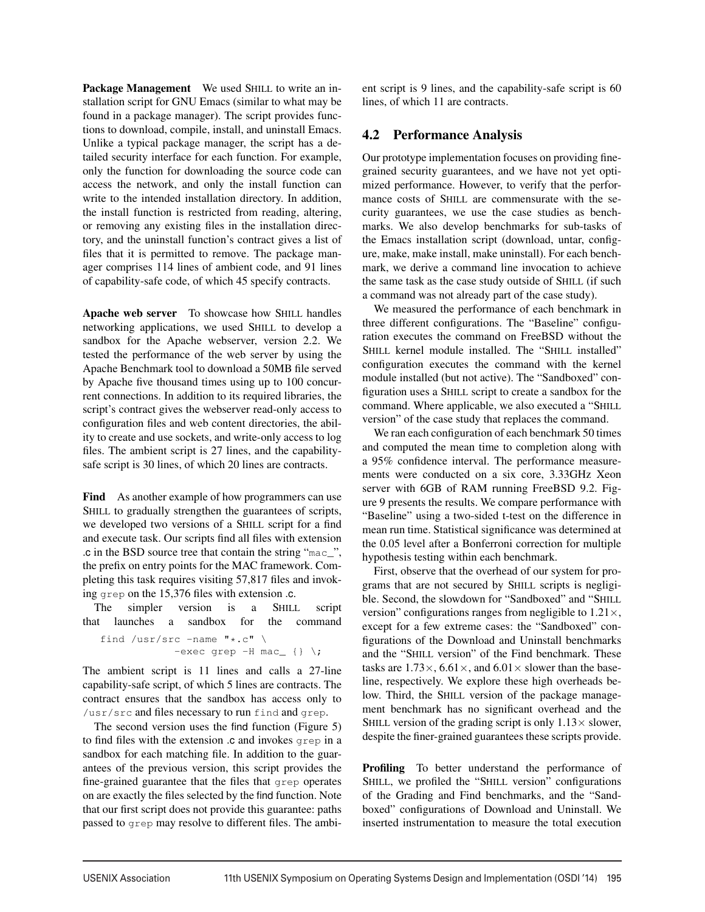**Package Management** We used SHILL to write an installation script for GNU Emacs (similar to what may be found in a package manager). The script provides functions to download, compile, install, and uninstall Emacs. Unlike a typical package manager, the script has a detailed security interface for each function. For example, only the function for downloading the source code can access the network, and only the install function can write to the intended installation directory. In addition, the install function is restricted from reading, altering, or removing any existing files in the installation directory, and the uninstall function's contract gives a list of files that it is permitted to remove. The package manager comprises 114 lines of ambient code, and 91 lines of capability-safe code, of which 45 specify contracts.

**Apache web server** To showcase how SHILL handles networking applications, we used SHILL to develop a sandbox for the Apache webserver, version 2.2. We tested the performance of the web server by using the Apache Benchmark tool to download a 50MB file served by Apache five thousand times using up to 100 concurrent connections. In addition to its required libraries, the script's contract gives the webserver read-only access to configuration files and web content directories, the ability to create and use sockets, and write-only access to log files. The ambient script is 27 lines, and the capability-safe script is 30 lines, of which 20 lines are contracts.

**Find** As another example of how programmers can use SHILL to gradually strengthen the guarantees of scripts, we developed two versions of a SHILL script for a find and execute task. Our scripts find all files with extension .c in the BSD source tree that contain the string "mac_", the prefix on entry points for the MAC framework. Completing this task requires visiting 57,817 files and invoking grep on the 15,376 files with extension .c.

The simpler version is a SHILL script that launches a sandbox for the command

```
find /usr/src -name "*.c" \
            -exec grep -H mac_ {} \;
```

The ambient script is 11 lines and calls a 27-line capability-safe script, of which 5 lines are contracts. The contract ensures that the sandbox has access only to /usr/src and files necessary to run find and grep.

The second version uses the find function (Figure 5) to find files with the extension .c and invokes grep in a sandbox for each matching file. In addition to the guarantees of the previous version, this script provides the fine-grained guarantee that the files that grep operates on are exactly the files selected by the find function. Note that our first script does not provide this guarantee: paths passed to grep may resolve to different files. The ambient script is 9 lines, and the capability-safe script is 60 lines, of which 11 are contracts.

## 4.2 Performance Analysis

Our prototype implementation focuses on providing fine-grained security guarantees, and we have not yet optimized performance. However, to verify that the performance costs of SHILL are commensurate with the security guarantees, we use the case studies as benchmarks. We also develop benchmarks for sub-tasks of the Emacs installation script (download, untar, configure, make, make install, make uninstall). For each benchmark, we derive a command line invocation to achieve the same task as the case study outside of SHILL (if such a command was not already part of the case study).

We measured the performance of each benchmark in three different configurations. The "Baseline" configuration executes the command on FreeBSD without the SHILL kernel module installed. The "SHILL installed" configuration executes the command with the kernel module installed (but not active). The "Sandboxed" configuration uses a SHILL script to create a sandbox for the command. Where applicable, we also executed a "SHILL version" of the case study that replaces the command.

We ran each configuration of each benchmark 50 times and computed the mean time to completion along with a 95% confidence interval. The performance measurements were conducted on a six core, 3.33GHz Xeon server with 6GB of RAM running FreeBSD 9.2. Figure 9 presents the results. We compare performance with "Baseline" using a two-sided t-test on the difference in mean run time. Statistical significance was determined at the 0.05 level after a Bonferroni correction for multiple hypothesis testing within each benchmark.

First, observe that the overhead of our system for programs that are not secured by SHILL scripts is negligible. Second, the slowdown for "Sandboxed" and "SHILL version" configurations ranges from negligible to $1.21\times$, except for a few extreme cases: the "Sandboxed" configurations of the Download and Uninstall benchmarks and the "SHILL version" of the Find benchmark. These tasks are $1.73\times$, $6.61\times$, and $6.01\times$ slower than the baseline, respectively. We explore these high overheads below. Third, the SHILL version of the package management benchmark has no significant overhead and the SHILL version of the grading script is only $1.13\times$ slower, despite the finer-grained guarantees these scripts provide.

**Profiling** To better understand the performance of SHILL, we profiled the "SHILL version" configurations of the Grading and Find benchmarks, and the "Sandboxed" configurations of Download and Uninstall. We inserted instrumentation to measure the total execution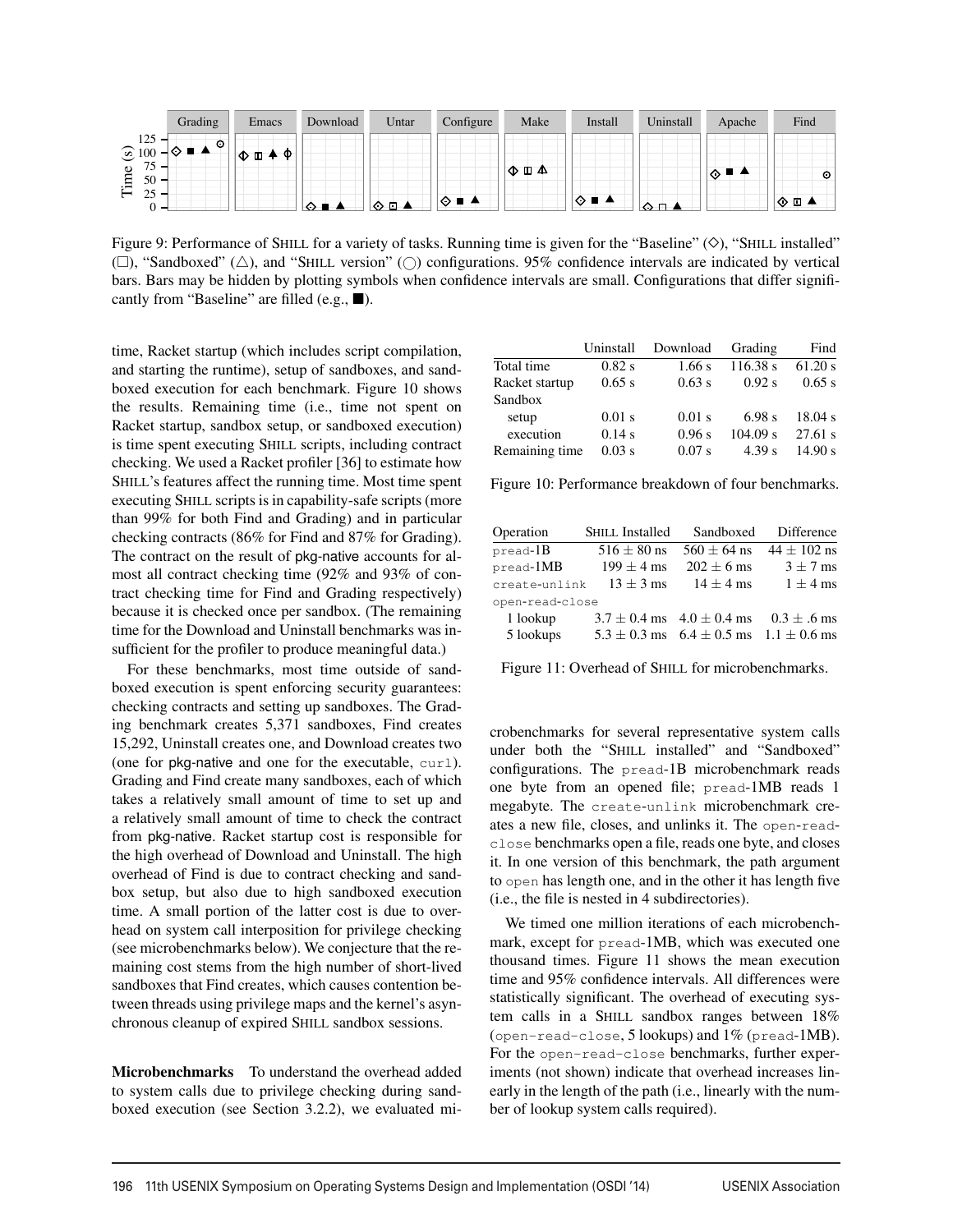Figure 9: Performance of SHILL for a variety of tasks. Running time is given for the "Baseline" (◇), "SHILL installed" (□), "Sandboxed" (△), and "SHILL version" (○) configurations. 95% confidence intervals are indicated by vertical bars. Bars may be hidden by plotting symbols when confidence intervals are small. Configurations that differ significantly from "Baseline" are filled (e.g., ■).

time, Racket startup (which includes script compilation, and starting the runtime), setup of sandboxes, and sandboxed execution for each benchmark. Figure 10 shows the results. Remaining time (i.e., time not spent on Racket startup, sandbox setup, or sandboxed execution) is time spent executing SHILL scripts, including contract checking. We used a Racket profiler [36] to estimate how SHILL's features affect the running time. Most time spent executing SHILL scripts is in capability-safe scripts (more than 99% for both Find and Grading) and in particular checking contracts (86% for Find and 87% for Grading). The contract on the result of pkg-native accounts for almost all contract checking time (92% and 93% of contract checking time for Find and Grading respectively) because it is checked once per sandbox. (The remaining time for the Download and Uninstall benchmarks was insufficient for the profiler to produce meaningful data.)

For these benchmarks, most time outside of sandboxed execution is spent enforcing security guarantees: checking contracts and setting up sandboxes. The Grading benchmark creates 5,371 sandboxes, Find creates 15,292, Uninstall creates one, and Download creates two (one for pkg-native and one for the executable, `curl`). Grading and Find create many sandboxes, each of which takes a relatively small amount of time to set up and a relatively small amount of time to check the contract from pkg-native. Racket startup cost is responsible for the high overhead of Download and Uninstall. The high overhead of Find is due to contract checking and sandbox setup, but also due to high sandboxed execution time. A small portion of the latter cost is due to overhead on system call interposition for privilege checking (see microbenchmarks below). We conjecture that the remaining cost stems from the high number of short-lived sandboxes that Find creates, which causes contention between threads using privilege maps and the kernel's asynchronous cleanup of expired SHILL sandbox sessions.

| | Uninstall | Download | Grading | Find |
|---|---|---|---|---|
| Total time | 0.82 s | 1.66 s | 116.38 s | 61.20 s |
| Racket startup | 0.65 s | 0.63 s | 0.92 s | 0.65 s |
| Sandbox | | | | |
| setup | 0.01 s | 0.01 s | 6.98 s | 18.04 s |
| execution | 0.14 s | 0.96 s | 104.09 s | 27.61 s |
| Remaining time | 0.03 s | 0.07 s | 4.39 s | 14.90 s |

Figure 10: Performance breakdown of four benchmarks.

| Operation | SHILL Installed | Sandboxed | Difference |
|---|---|---|---|
| `pread`-1B | 516 ± 80 ns | 560 ± 64 ns | 44 ± 102 ns |
| `pread`-1MB | 199 ± 4 ms | 202 ± 6 ms | 3 ± 7 ms |
| `create-unlink` | 13 ± 3 ms | 14 ± 4 ms | 1 ± 4 ms |
| `open-read-close` | | | |
| 1 lookup | 3.7 ± 0.4 ms | 4.0 ± 0.4 ms | 0.3 ± .6 ms |
| 5 lookups | 5.3 ± 0.3 ms | 6.4 ± 0.5 ms | 1.1 ± 0.6 ms |

Figure 11: Overhead of SHILL for microbenchmarks.

**Microbenchmarks** To understand the overhead added to system calls due to privilege checking during sandboxed execution (see Section 3.2.2), we evaluated microbenchmarks for several representative system calls under both the "SHILL installed" and "Sandboxed" configurations. The `pread`-1B microbenchmark reads one byte from an opened file; `pread`-1MB reads 1 megabyte. The `create-unlink` microbenchmark creates a new file, closes, and unlinks it. The `open-read-close` benchmarks open a file, reads one byte, and closes it. In one version of this benchmark, the path argument to `open` has length one, and in the other it has length five (i.e., the file is nested in 4 subdirectories).

We timed one million iterations of each microbenchmark, except for `pread`-1MB, which was executed one thousand times. Figure 11 shows the mean execution time and 95% confidence intervals. All differences were statistically significant. The overhead of executing system calls in a SHILL sandbox ranges between 18% (`open-read-close`, 5 lookups) and 1% (`pread`-1MB). For the `open-read-close` benchmarks, further experiments (not shown) indicate that overhead increases linearly in the length of the path (i.e., linearly with the number of lookup system calls required).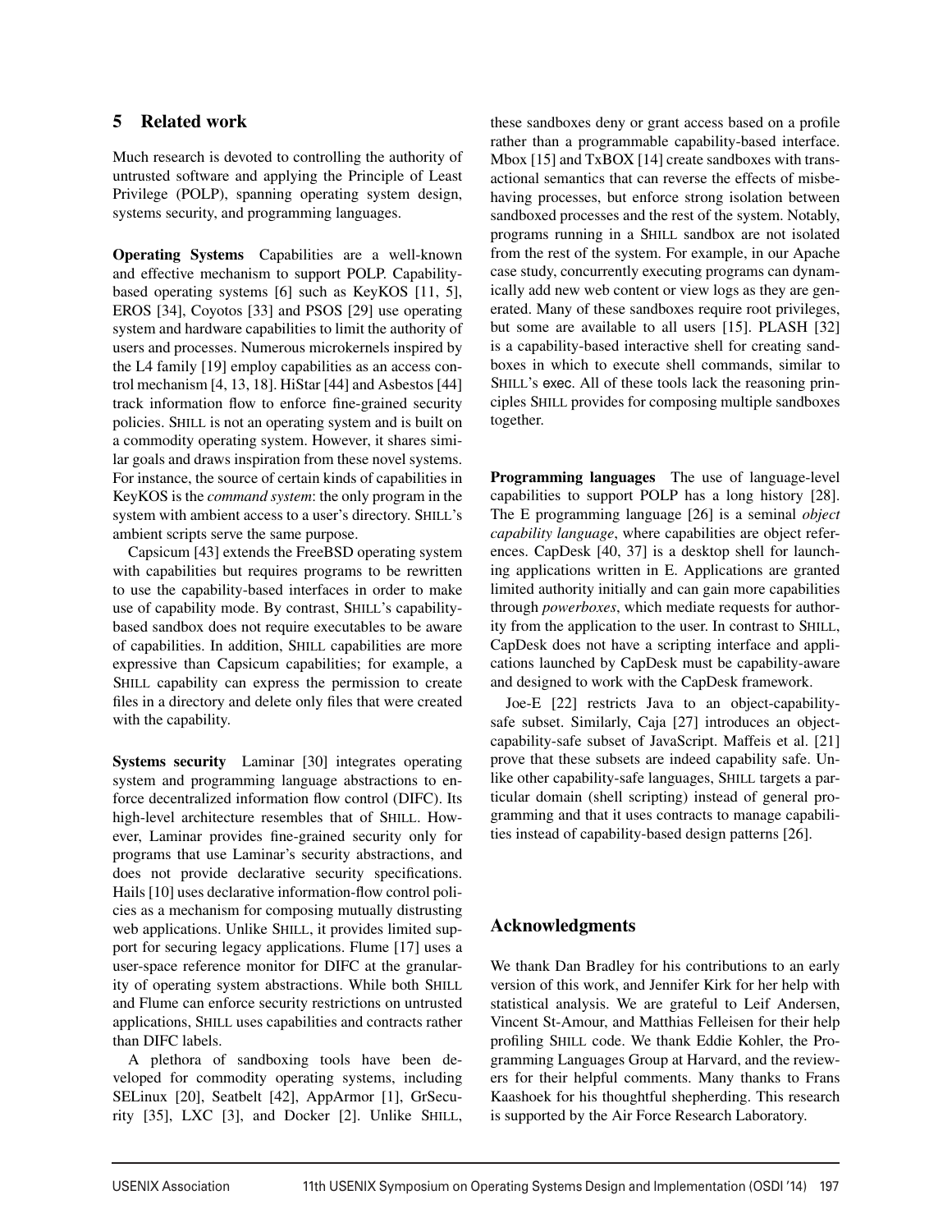## 5 Related work

Much research is devoted to controlling the authority of untrusted software and applying the Principle of Least Privilege (POLP), spanning operating system design, systems security, and programming languages.

**Operating Systems** Capabilities are a well-known and effective mechanism to support POLP. Capability-based operating systems [6] such as KeyKOS [11, 5], EROS [34], Coyotos [33] and PSOS [29] use operating system and hardware capabilities to limit the authority of users and processes. Numerous microkernels inspired by the L4 family [19] employ capabilities as an access control mechanism [4, 13, 18]. HiStar [44] and Asbestos [44] track information flow to enforce fine-grained security policies. SHILL is not an operating system and is built on a commodity operating system. However, it shares similar goals and draws inspiration from these novel systems. For instance, the source of certain kinds of capabilities in KeyKOS is the *command system*: the only program in the system with ambient access to a user's directory. SHILL's ambient scripts serve the same purpose.

Capsicum [43] extends the FreeBSD operating system with capabilities but requires programs to be rewritten to use the capability-based interfaces in order to make use of capability mode. By contrast, SHILL's capability-based sandbox does not require executables to be aware of capabilities. In addition, SHILL capabilities are more expressive than Capsicum capabilities; for example, a SHILL capability can express the permission to create files in a directory and delete only files that were created with the capability.

**Systems security** Laminar [30] integrates operating system and programming language abstractions to enforce decentralized information flow control (DIFC). Its high-level architecture resembles that of SHILL. However, Laminar provides fine-grained security only for programs that use Laminar's security abstractions, and does not provide declarative security specifications. Hails [10] uses declarative information-flow control policies as a mechanism for composing mutually distrusting web applications. Unlike SHILL, it provides limited support for securing legacy applications. Flume [17] uses a user-space reference monitor for DIFC at the granularity of operating system abstractions. While both SHILL and Flume can enforce security restrictions on untrusted applications, SHILL uses capabilities and contracts rather than DIFC labels.

A plethora of sandboxing tools have been developed for commodity operating systems, including SELinux [20], Seatbelt [42], AppArmor [1], GrSecurity [35], LXC [3], and Docker [2]. Unlike SHILL, these sandboxes deny or grant access based on a profile rather than a programmable capability-based interface. Mbox [15] and TxBOX [14] create sandboxes with transactional semantics that can reverse the effects of misbehaving processes, but enforce strong isolation between sandboxed processes and the rest of the system. Notably, programs running in a SHILL sandbox are not isolated from the rest of the system. For example, in our Apache case study, concurrently executing programs can dynamically add new web content or view logs as they are generated. Many of these sandboxes require root privileges, but some are available to all users [15]. PLASH [32] is a capability-based interactive shell for creating sandboxes in which to execute shell commands, similar to SHILL's exec. All of these tools lack the reasoning principles SHILL provides for composing multiple sandboxes together.

**Programming languages** The use of language-level capabilities to support POLP has a long history [28]. The E programming language [26] is a seminal *object capability language*, where capabilities are object references. CapDesk [40, 37] is a desktop shell for launching applications written in E. Applications are granted limited authority initially and can gain more capabilities through *powerboxes*, which mediate requests for authority from the application to the user. In contrast to SHILL, CapDesk does not have a scripting interface and applications launched by CapDesk must be capability-aware and designed to work with the CapDesk framework.

Joe-E [22] restricts Java to an object-capability-safe subset. Similarly, Caja [27] introduces an object-capability-safe subset of JavaScript. Maffeis et al. [21] prove that these subsets are indeed capability safe. Unlike other capability-safe languages, SHILL targets a particular domain (shell scripting) instead of general programming and that it uses contracts to manage capabilities instead of capability-based design patterns [26].

## Acknowledgments

We thank Dan Bradley for his contributions to an early version of this work, and Jennifer Kirk for her help with statistical analysis. We are grateful to Leif Andersen, Vincent St-Amour, and Matthias Felleisen for their help profiling SHILL code. We thank Eddie Kohler, the Programming Languages Group at Harvard, and the reviewers for their helpful comments. Many thanks to Frans Kaashoek for his thoughtful shepherding. This research is supported by the Air Force Research Laboratory.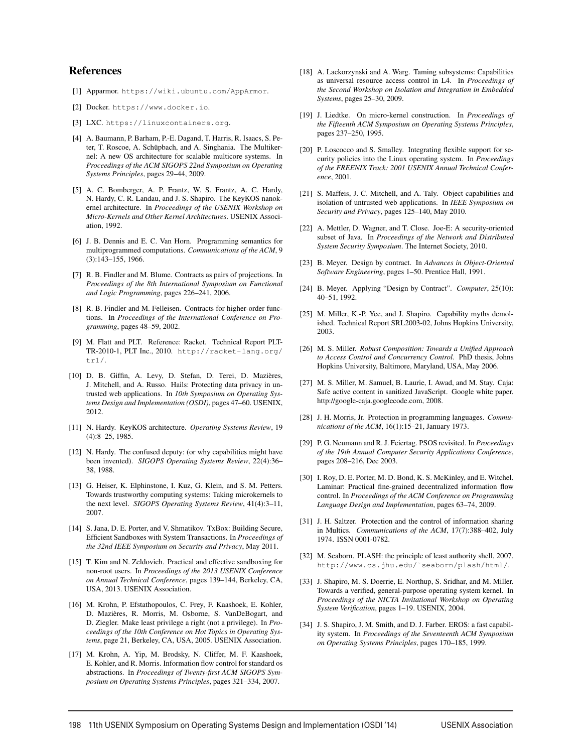## References

[1] Apparmor. https://wiki.ubuntu.com/AppArmor.

[2] Docker. https://www.docker.io.

[3] LXC. https://linuxcontainers.org.

[4] A. Baumann, P. Barham, P.-E. Dagand, T. Harris, R. Isaacs, S. Peter, T. Roscoe, A. Schüpbach, and A. Singhania. The Multikernel: A new OS architecture for scalable multicore systems. In *Proceedings of the ACM SIGOPS 22nd Symposium on Operating Systems Principles*, pages 29–44, 2009.

[5] A. C. Bomberger, A. P. Frantz, W. S. Frantz, A. C. Hardy, N. Hardy, C. R. Landau, and J. S. Shapiro. The KeyKOS nanokernel architecture. In *Proceedings of the USENIX Workshop on Micro-Kernels and Other Kernel Architectures*. USENIX Association, 1992.

[6] J. B. Dennis and E. C. Van Horn. Programming semantics for multiprogrammed computations. *Communications of the ACM*, 9 (3):143–155, 1966.

[7] R. B. Findler and M. Blume. Contracts as pairs of projections. In *Proceedings of the 8th International Symposium on Functional and Logic Programming*, pages 226–241, 2006.

[8] R. B. Findler and M. Felleisen. Contracts for higher-order functions. In *Proceedings of the International Conference on Programming*, pages 48–59, 2002.

[9] M. Flatt and PLT. Reference: Racket. Technical Report PLT-TR-2010-1, PLT Inc., 2010. http://racket-lang.org/tr1/.

[10] D. B. Giffin, A. Levy, D. Stefan, D. Terei, D. Mazières, J. Mitchell, and A. Russo. Hails: Protecting data privacy in untrusted web applications. In *10th Symposium on Operating Systems Design and Implementation (OSDI)*, pages 47–60. USENIX, 2012.

[11] N. Hardy. KeyKOS architecture. *Operating Systems Review*, 19 (4):8–25, 1985.

[12] N. Hardy. The confused deputy: (or why capabilities might have been invented). *SIGOPS Operating Systems Review*, 22(4):36–38, 1988.

[13] G. Heiser, K. Elphinstone, I. Kuz, G. Klein, and S. M. Petters. Towards trustworthy computing systems: Taking microkernels to the next level. *SIGOPS Operating Systems Review*, 41(4):3–11, 2007.

[14] S. Jana, D. E. Porter, and V. Shmatikov. TxBox: Building Secure, Efficient Sandboxes with System Transactions. In *Proceedings of the 32nd IEEE Symposium on Security and Privacy*, May 2011.

[15] T. Kim and N. Zeldovich. Practical and effective sandboxing for non-root users. In *Proceedings of the 2013 USENIX Conference on Annual Technical Conference*, pages 139–144, Berkeley, CA, USA, 2013. USENIX Association.

[16] M. Krohn, P. Efstathopoulos, C. Frey, F. Kaashoek, E. Kohler, D. Mazières, R. Morris, M. Osborne, S. VanDeBogart, and D. Ziegler. Make least privilege a right (not a privilege). In *Proceedings of the 10th Conference on Hot Topics in Operating Systems*, page 21, Berkeley, CA, USA, 2005. USENIX Association.

[17] M. Krohn, A. Yip, M. Brodsky, N. Cliffer, M. F. Kaashoek, E. Kohler, and R. Morris. Information flow control for standard os abstractions. In *Proceedings of Twenty-first ACM SIGOPS Symposium on Operating Systems Principles*, pages 321–334, 2007.

[18] A. Lackorzynski and A. Warg. Taming subsystems: Capabilities as universal resource access control in L4. In *Proceedings of the Second Workshop on Isolation and Integration in Embedded Systems*, pages 25–30, 2009.

[19] J. Liedtke. On micro-kernel construction. In *Proceedings of the Fifteenth ACM Symposium on Operating Systems Principles*, pages 237–250, 1995.

[20] P. Loscocco and S. Smalley. Integrating flexible support for security policies into the Linux operating system. In *Proceedings of the FREENIX Track: 2001 USENIX Annual Technical Conference*, 2001.

[21] S. Maffeis, J. C. Mitchell, and A. Taly. Object capabilities and isolation of untrusted web applications. In *IEEE Symposium on Security and Privacy*, pages 125–140, May 2010.

[22] A. Mettler, D. Wagner, and T. Close. Joe-E: A security-oriented subset of Java. In *Proceedings of the Network and Distributed System Security Symposium*. The Internet Society, 2010.

[23] B. Meyer. Design by contract. In *Advances in Object-Oriented Software Engineering*, pages 1–50. Prentice Hall, 1991.

[24] B. Meyer. Applying "Design by Contract". *Computer*, 25(10): 40–51, 1992.

[25] M. Miller, K.-P. Yee, and J. Shapiro. Capability myths demolished. Technical Report SRL2003-02, Johns Hopkins University, 2003.

[26] M. S. Miller. *Robust Composition: Towards a Unified Approach to Access Control and Concurrency Control*. PhD thesis, Johns Hopkins University, Baltimore, Maryland, USA, May 2006.

[27] M. S. Miller, M. Samuel, B. Laurie, I. Awad, and M. Stay. Caja: Safe active content in sanitized JavaScript. Google white paper. http://google-caja.googlecode.com, 2008.

[28] J. H. Morris, Jr. Protection in programming languages. *Communications of the ACM*, 16(1):15–21, January 1973.

[29] P. G. Neumann and R. J. Feiertag. PSOS revisited. In *Proceedings of the 19th Annual Computer Security Applications Conference*, pages 208–216, Dec 2003.

[30] I. Roy, D. E. Porter, M. D. Bond, K. S. McKinley, and E. Witchel. Laminar: Practical fine-grained decentralized information flow control. In *Proceedings of the ACM Conference on Programming Language Design and Implementation*, pages 63–74, 2009.

[31] J. H. Saltzer. Protection and the control of information sharing in Multics. *Communications of the ACM*, 17(7):388–402, July 1974. ISSN 0001-0782.

[32] M. Seaborn. PLASH: the principle of least authority shell, 2007. http://www.cs.jhu.edu/~seaborn/plash/html/.

[33] J. Shapiro, M. S. Doerrie, E. Northup, S. Sridhar, and M. Miller. Towards a verified, general-purpose operating system kernel. In *Proceedings of the NICTA Invitational Workshop on Operating System Verification*, pages 1–19. USENIX, 2004.

[34] J. S. Shapiro, J. M. Smith, and D. J. Farber. EROS: a fast capability system. In *Proceedings of the Seventeenth ACM Symposium on Operating Systems Principles*, pages 170–185, 1999.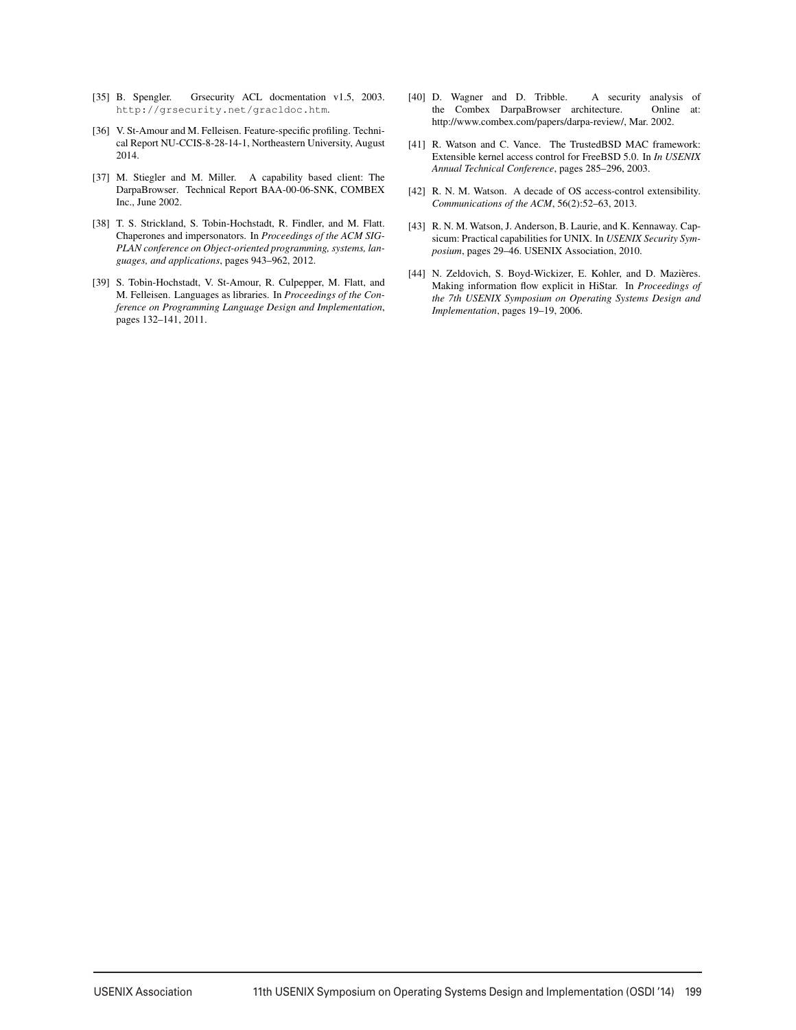[35] B. Spengler. Grsecurity ACL docmentation v1.5, 2003. http://grsecurity.net/gracldoc.htm.

[36] V. St-Amour and M. Felleisen. Feature-specific profiling. Technical Report NU-CCIS-8-28-14-1, Northeastern University, August 2014.

[37] M. Stiegler and M. Miller. A capability based client: The DarpaBrowser. Technical Report BAA-00-06-SNK, COMBEX Inc., June 2002.

[38] T. S. Strickland, S. Tobin-Hochstadt, R. Findler, and M. Flatt. Chaperones and impersonators. In *Proceedings of the ACM SIGPLAN conference on Object-oriented programming, systems, languages, and applications*, pages 943–962, 2012.

[39] S. Tobin-Hochstadt, V. St-Amour, R. Culpepper, M. Flatt, and M. Felleisen. Languages as libraries. In *Proceedings of the Conference on Programming Language Design and Implementation*, pages 132–141, 2011.

[40] D. Wagner and D. Tribble. A security analysis of the Combex DarpaBrowser architecture. Online at: http://www.combex.com/papers/darpa-review/, Mar. 2002.

[41] R. Watson and C. Vance. The TrustedBSD MAC framework: Extensible kernel access control for FreeBSD 5.0. In *In USENIX Annual Technical Conference*, pages 285–296, 2003.

[42] R. N. M. Watson. A decade of OS access-control extensibility. *Communications of the ACM*, 56(2):52–63, 2013.

[43] R. N. M. Watson, J. Anderson, B. Laurie, and K. Kennaway. Capsicum: Practical capabilities for UNIX. In *USENIX Security Symposium*, pages 29–46. USENIX Association, 2010.

[44] N. Zeldovich, S. Boyd-Wickizer, E. Kohler, and D. Mazières. Making information flow explicit in HiStar. In *Proceedings of the 7th USENIX Symposium on Operating Systems Design and Implementation*, pages 19–19, 2006.